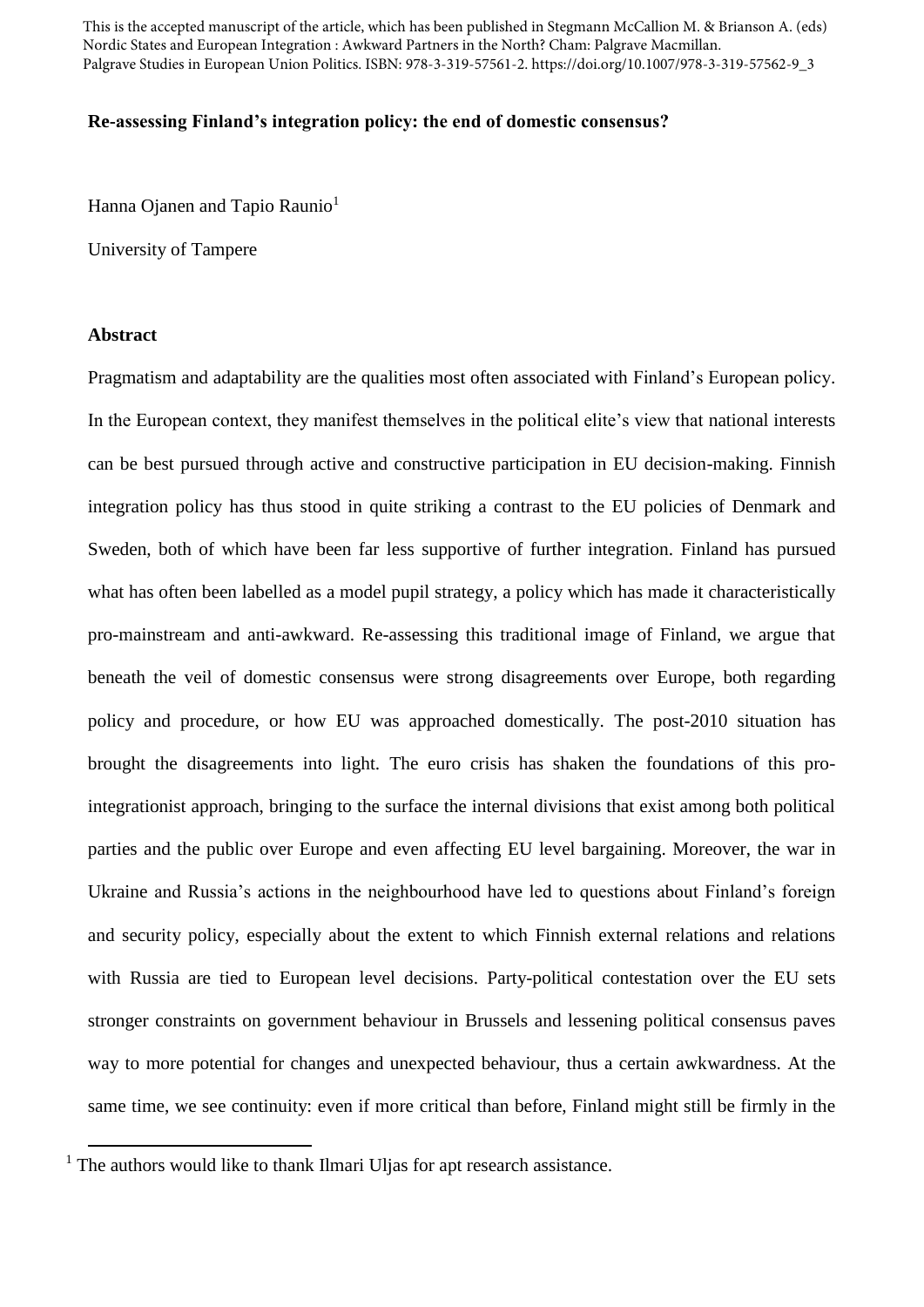This is the accepted manuscript of the article, which has been published in Stegmann McCallion M. & Brianson A. (eds) Nordic States and European Integration : Awkward Partners in the North? Cham: Palgrave Macmillan. Palgrave Studies in European Union Politics. ISBN: 978-3-319-57561-2. https://doi.org/10.1007/978-3-319-57562-9_3

# Re-assessing Finland's integration policy: the end of domestic consensus?

Hanna Ojanen and Tapio Raunio[1]

University of Tampere

## Abstract

Pragmatism and adaptability are the qualities most often associated with Finland's European policy. In the European context, they manifest themselves in the political elite's view that national interests can be best pursued through active and constructive participation in EU decision-making. Finnish integration policy has thus stood in quite striking a contrast to the EU policies of Denmark and Sweden, both of which have been far less supportive of further integration. Finland has pursued what has often been labelled as a model pupil strategy, a policy which has made it characteristically pro-mainstream and anti-awkward. Re-assessing this traditional image of Finland, we argue that beneath the veil of domestic consensus were strong disagreements over Europe, both regarding policy and procedure, or how EU was approached domestically. The post-2010 situation has brought the disagreements into light. The euro crisis has shaken the foundations of this pro-integrationist approach, bringing to the surface the internal divisions that exist among both political parties and the public over Europe and even affecting EU level bargaining. Moreover, the war in Ukraine and Russia's actions in the neighbourhood have led to questions about Finland's foreign and security policy, especially about the extent to which Finnish external relations and relations with Russia are tied to European level decisions. Party-political contestation over the EU sets stronger constraints on government behaviour in Brussels and lessening political consensus paves way to more potential for changes and unexpected behaviour, thus a certain awkwardness. At the same time, we see continuity: even if more critical than before, Finland might still be firmly in the

[1] The authors would like to thank Ilmari Uljas for apt research assistance.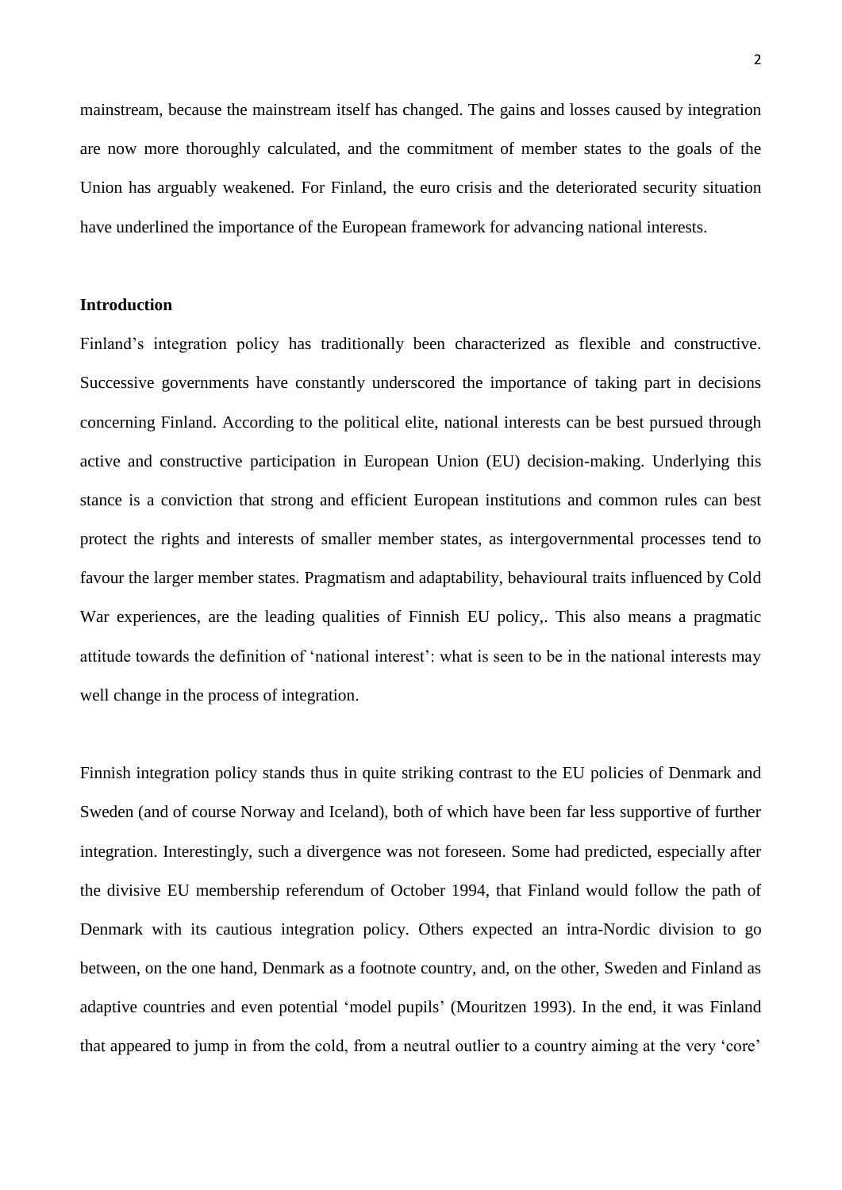mainstream, because the mainstream itself has changed. The gains and losses caused by integration are now more thoroughly calculated, and the commitment of member states to the goals of the Union has arguably weakened. For Finland, the euro crisis and the deteriorated security situation have underlined the importance of the European framework for advancing national interests.

## Introduction

Finland's integration policy has traditionally been characterized as flexible and constructive. Successive governments have constantly underscored the importance of taking part in decisions concerning Finland. According to the political elite, national interests can be best pursued through active and constructive participation in European Union (EU) decision-making. Underlying this stance is a conviction that strong and efficient European institutions and common rules can best protect the rights and interests of smaller member states, as intergovernmental processes tend to favour the larger member states. Pragmatism and adaptability, behavioural traits influenced by Cold War experiences, are the leading qualities of Finnish EU policy,. This also means a pragmatic attitude towards the definition of 'national interest': what is seen to be in the national interests may well change in the process of integration.

Finnish integration policy stands thus in quite striking contrast to the EU policies of Denmark and Sweden (and of course Norway and Iceland), both of which have been far less supportive of further integration. Interestingly, such a divergence was not foreseen. Some had predicted, especially after the divisive EU membership referendum of October 1994, that Finland would follow the path of Denmark with its cautious integration policy. Others expected an intra-Nordic division to go between, on the one hand, Denmark as a footnote country, and, on the other, Sweden and Finland as adaptive countries and even potential 'model pupils' (Mouritzen 1993). In the end, it was Finland that appeared to jump in from the cold, from a neutral outlier to a country aiming at the very 'core'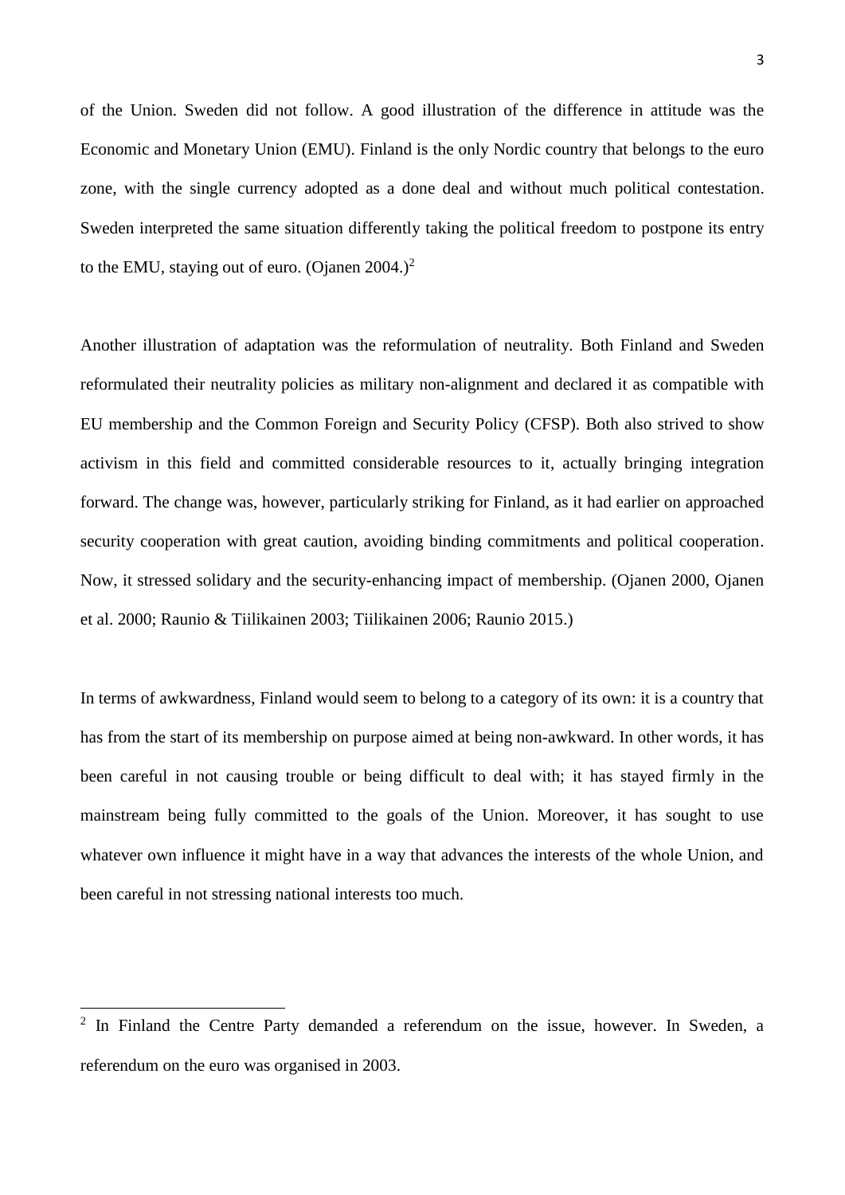of the Union. Sweden did not follow. A good illustration of the difference in attitude was the Economic and Monetary Union (EMU). Finland is the only Nordic country that belongs to the euro zone, with the single currency adopted as a done deal and without much political contestation. Sweden interpreted the same situation differently taking the political freedom to postpone its entry to the EMU, staying out of euro. (Ojanen 2004.)[2]

Another illustration of adaptation was the reformulation of neutrality. Both Finland and Sweden reformulated their neutrality policies as military non-alignment and declared it as compatible with EU membership and the Common Foreign and Security Policy (CFSP). Both also strived to show activism in this field and committed considerable resources to it, actually bringing integration forward. The change was, however, particularly striking for Finland, as it had earlier on approached security cooperation with great caution, avoiding binding commitments and political cooperation. Now, it stressed solidary and the security-enhancing impact of membership. (Ojanen 2000, Ojanen et al. 2000; Raunio & Tiilikainen 2003; Tiilikainen 2006; Raunio 2015.)

In terms of awkwardness, Finland would seem to belong to a category of its own: it is a country that has from the start of its membership on purpose aimed at being non-awkward. In other words, it has been careful in not causing trouble or being difficult to deal with; it has stayed firmly in the mainstream being fully committed to the goals of the Union. Moreover, it has sought to use whatever own influence it might have in a way that advances the interests of the whole Union, and been careful in not stressing national interests too much.

---

[2] In Finland the Centre Party demanded a referendum on the issue, however. In Sweden, a referendum on the euro was organised in 2003.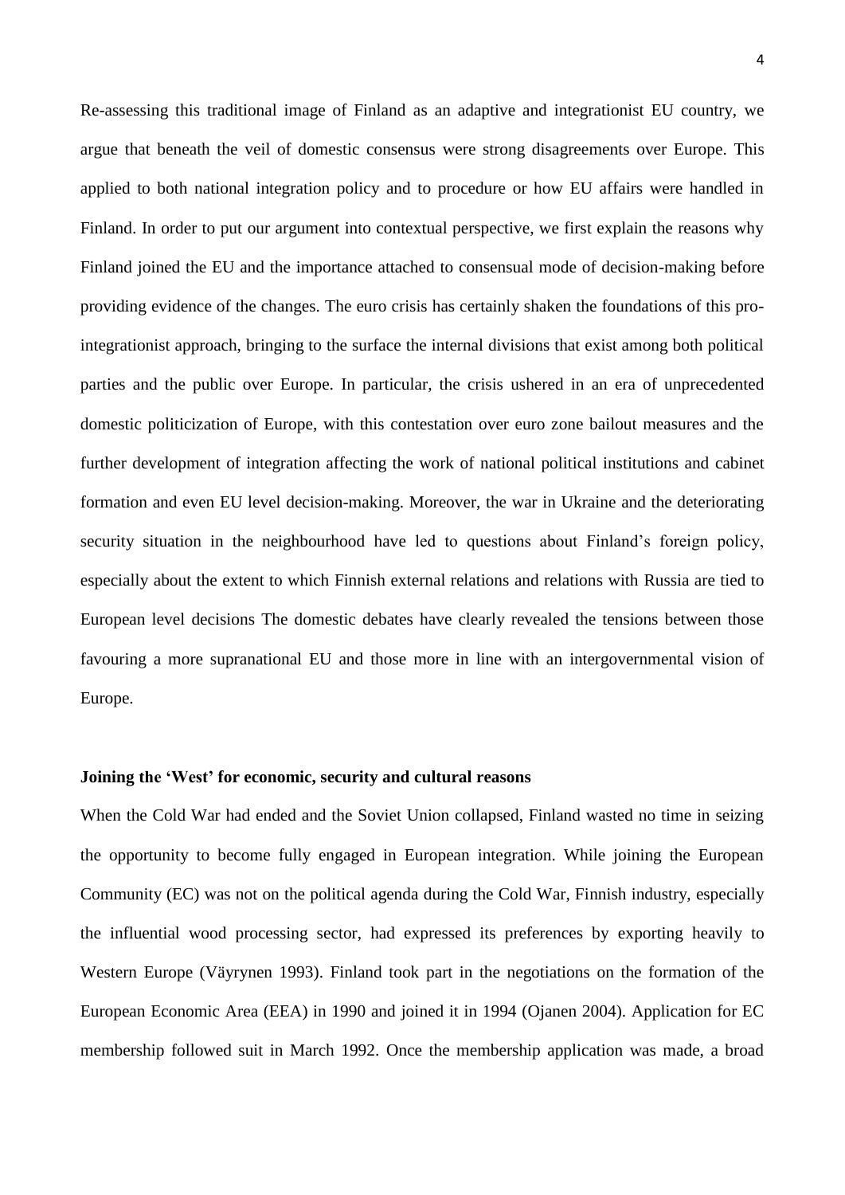Re-assessing this traditional image of Finland as an adaptive and integrationist EU country, we argue that beneath the veil of domestic consensus were strong disagreements over Europe. This applied to both national integration policy and to procedure or how EU affairs were handled in Finland. In order to put our argument into contextual perspective, we first explain the reasons why Finland joined the EU and the importance attached to consensual mode of decision-making before providing evidence of the changes. The euro crisis has certainly shaken the foundations of this pro-integrationist approach, bringing to the surface the internal divisions that exist among both political parties and the public over Europe. In particular, the crisis ushered in an era of unprecedented domestic politicization of Europe, with this contestation over euro zone bailout measures and the further development of integration affecting the work of national political institutions and cabinet formation and even EU level decision-making. Moreover, the war in Ukraine and the deteriorating security situation in the neighbourhood have led to questions about Finland's foreign policy, especially about the extent to which Finnish external relations and relations with Russia are tied to European level decisions The domestic debates have clearly revealed the tensions between those favouring a more supranational EU and those more in line with an intergovernmental vision of Europe.

## Joining the 'West' for economic, security and cultural reasons

When the Cold War had ended and the Soviet Union collapsed, Finland wasted no time in seizing the opportunity to become fully engaged in European integration. While joining the European Community (EC) was not on the political agenda during the Cold War, Finnish industry, especially the influential wood processing sector, had expressed its preferences by exporting heavily to Western Europe (Väyrynen 1993). Finland took part in the negotiations on the formation of the European Economic Area (EEA) in 1990 and joined it in 1994 (Ojanen 2004). Application for EC membership followed suit in March 1992. Once the membership application was made, a broad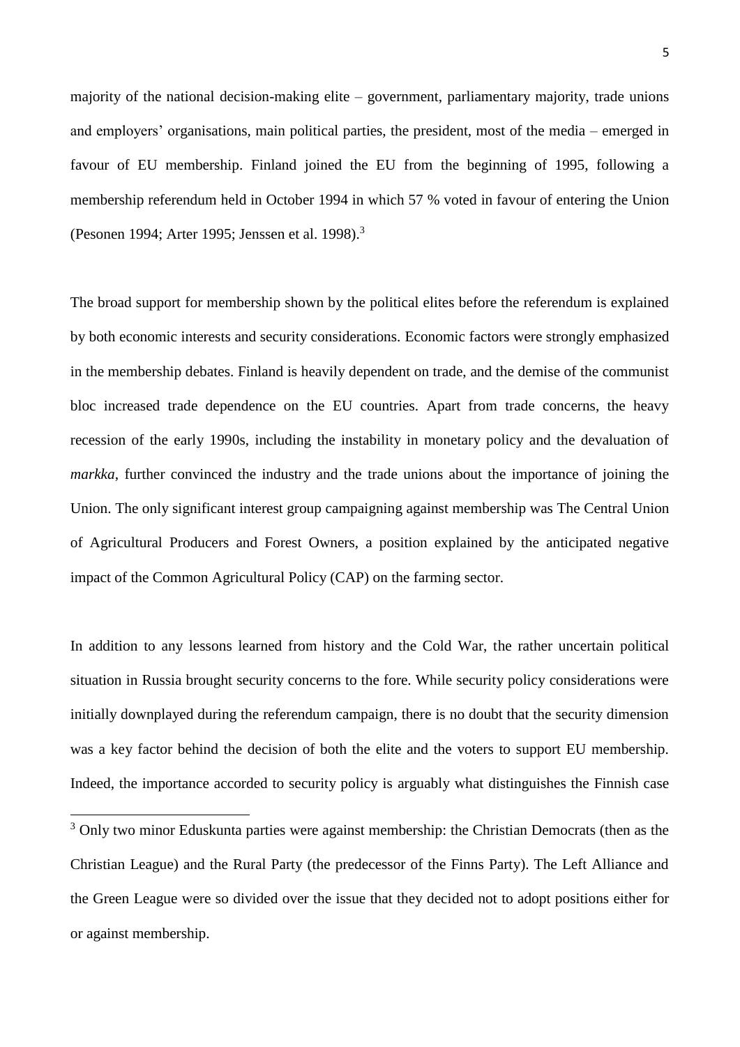majority of the national decision-making elite – government, parliamentary majority, trade unions and employers' organisations, main political parties, the president, most of the media – emerged in favour of EU membership. Finland joined the EU from the beginning of 1995, following a membership referendum held in October 1994 in which 57 % voted in favour of entering the Union (Pesonen 1994; Arter 1995; Jenssen et al. 1998).[3]

The broad support for membership shown by the political elites before the referendum is explained by both economic interests and security considerations. Economic factors were strongly emphasized in the membership debates. Finland is heavily dependent on trade, and the demise of the communist bloc increased trade dependence on the EU countries. Apart from trade concerns, the heavy recession of the early 1990s, including the instability in monetary policy and the devaluation of *markka*, further convinced the industry and the trade unions about the importance of joining the Union. The only significant interest group campaigning against membership was The Central Union of Agricultural Producers and Forest Owners, a position explained by the anticipated negative impact of the Common Agricultural Policy (CAP) on the farming sector.

In addition to any lessons learned from history and the Cold War, the rather uncertain political situation in Russia brought security concerns to the fore. While security policy considerations were initially downplayed during the referendum campaign, there is no doubt that the security dimension was a key factor behind the decision of both the elite and the voters to support EU membership. Indeed, the importance accorded to security policy is arguably what distinguishes the Finnish case

[3] Only two minor Eduskunta parties were against membership: the Christian Democrats (then as the Christian League) and the Rural Party (the predecessor of the Finns Party). The Left Alliance and the Green League were so divided over the issue that they decided not to adopt positions either for or against membership.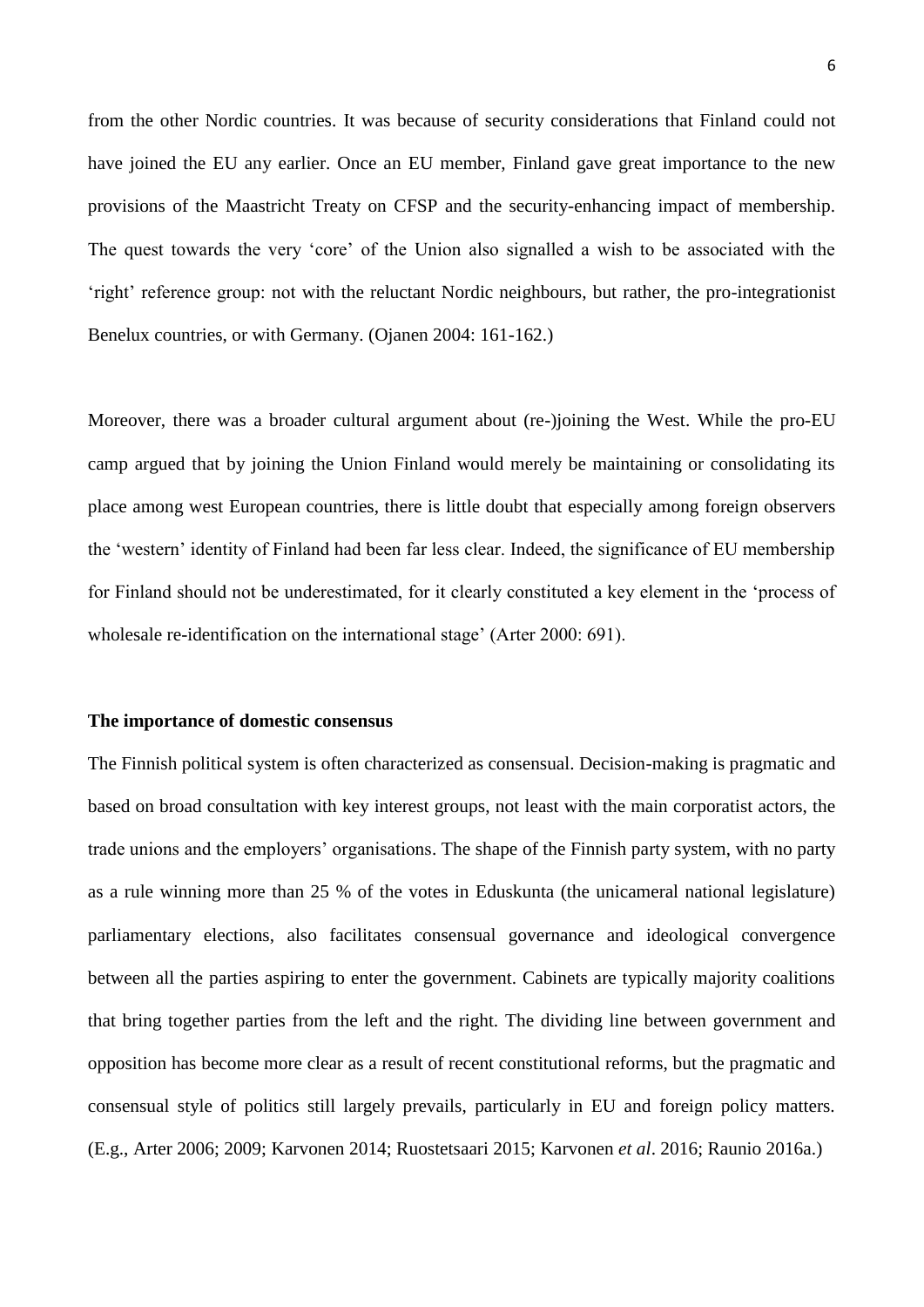from the other Nordic countries. It was because of security considerations that Finland could not have joined the EU any earlier. Once an EU member, Finland gave great importance to the new provisions of the Maastricht Treaty on CFSP and the security-enhancing impact of membership. The quest towards the very 'core' of the Union also signalled a wish to be associated with the 'right' reference group: not with the reluctant Nordic neighbours, but rather, the pro-integrationist Benelux countries, or with Germany. (Ojanen 2004: 161-162.)

Moreover, there was a broader cultural argument about (re-)joining the West. While the pro-EU camp argued that by joining the Union Finland would merely be maintaining or consolidating its place among west European countries, there is little doubt that especially among foreign observers the 'western' identity of Finland had been far less clear. Indeed, the significance of EU membership for Finland should not be underestimated, for it clearly constituted a key element in the 'process of wholesale re-identification on the international stage' (Arter 2000: 691).

**The importance of domestic consensus**

The Finnish political system is often characterized as consensual. Decision-making is pragmatic and based on broad consultation with key interest groups, not least with the main corporatist actors, the trade unions and the employers' organisations. The shape of the Finnish party system, with no party as a rule winning more than 25 % of the votes in Eduskunta (the unicameral national legislature) parliamentary elections, also facilitates consensual governance and ideological convergence between all the parties aspiring to enter the government. Cabinets are typically majority coalitions that bring together parties from the left and the right. The dividing line between government and opposition has become more clear as a result of recent constitutional reforms, but the pragmatic and consensual style of politics still largely prevails, particularly in EU and foreign policy matters. (E.g., Arter 2006; 2009; Karvonen 2014; Ruostetsaari 2015; Karvonen *et al*. 2016; Raunio 2016a.)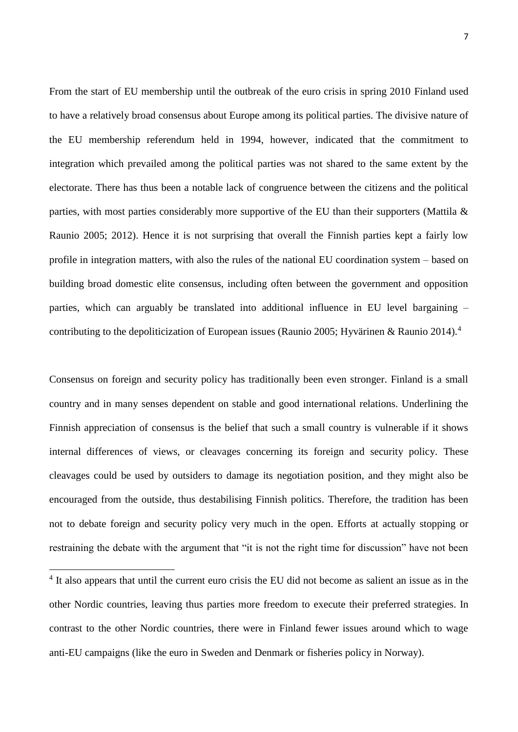From the start of EU membership until the outbreak of the euro crisis in spring 2010 Finland used to have a relatively broad consensus about Europe among its political parties. The divisive nature of the EU membership referendum held in 1994, however, indicated that the commitment to integration which prevailed among the political parties was not shared to the same extent by the electorate. There has thus been a notable lack of congruence between the citizens and the political parties, with most parties considerably more supportive of the EU than their supporters (Mattila & Raunio 2005; 2012). Hence it is not surprising that overall the Finnish parties kept a fairly low profile in integration matters, with also the rules of the national EU coordination system – based on building broad domestic elite consensus, including often between the government and opposition parties, which can arguably be translated into additional influence in EU level bargaining – contributing to the depoliticization of European issues (Raunio 2005; Hyvärinen & Raunio 2014).[4]

Consensus on foreign and security policy has traditionally been even stronger. Finland is a small country and in many senses dependent on stable and good international relations. Underlining the Finnish appreciation of consensus is the belief that such a small country is vulnerable if it shows internal differences of views, or cleavages concerning its foreign and security policy. These cleavages could be used by outsiders to damage its negotiation position, and they might also be encouraged from the outside, thus destabilising Finnish politics. Therefore, the tradition has been not to debate foreign and security policy very much in the open. Efforts at actually stopping or restraining the debate with the argument that "it is not the right time for discussion" have not been

[4] It also appears that until the current euro crisis the EU did not become as salient an issue as in the other Nordic countries, leaving thus parties more freedom to execute their preferred strategies. In contrast to the other Nordic countries, there were in Finland fewer issues around which to wage anti-EU campaigns (like the euro in Sweden and Denmark or fisheries policy in Norway).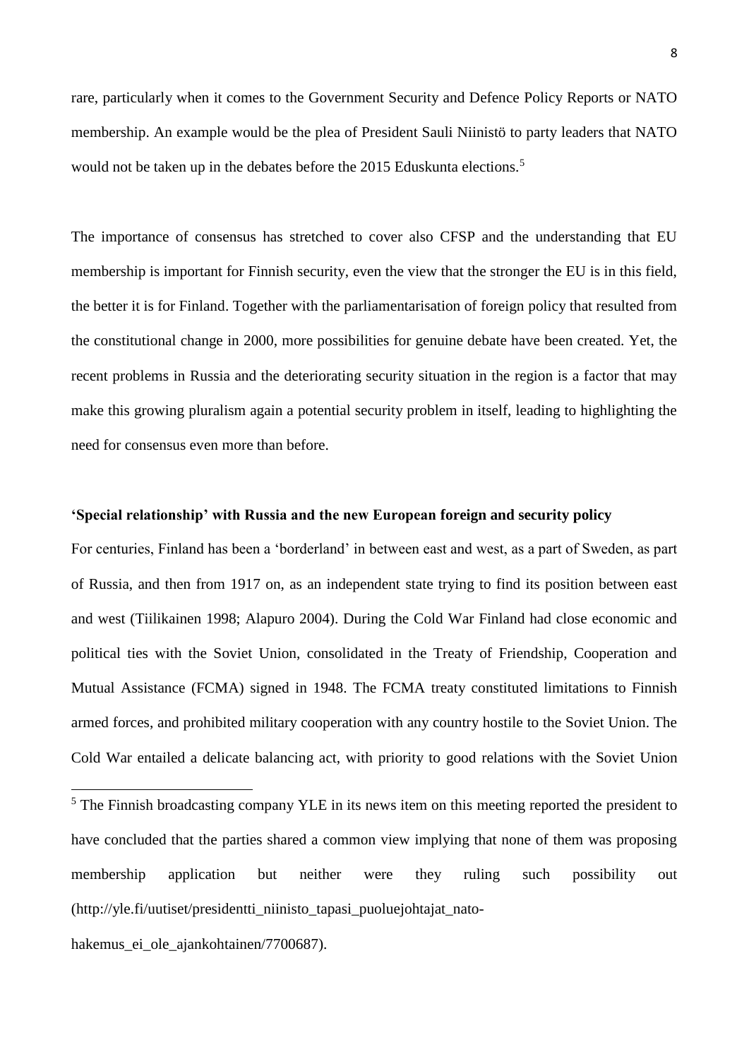rare, particularly when it comes to the Government Security and Defence Policy Reports or NATO membership. An example would be the plea of President Sauli Niinistö to party leaders that NATO would not be taken up in the debates before the 2015 Eduskunta elections.[5]

The importance of consensus has stretched to cover also CFSP and the understanding that EU membership is important for Finnish security, even the view that the stronger the EU is in this field, the better it is for Finland. Together with the parliamentarisation of foreign policy that resulted from the constitutional change in 2000, more possibilities for genuine debate have been created. Yet, the recent problems in Russia and the deteriorating security situation in the region is a factor that may make this growing pluralism again a potential security problem in itself, leading to highlighting the need for consensus even more than before.

**'Special relationship' with Russia and the new European foreign and security policy**

For centuries, Finland has been a 'borderland' in between east and west, as a part of Sweden, as part of Russia, and then from 1917 on, as an independent state trying to find its position between east and west (Tiilikainen 1998; Alapuro 2004). During the Cold War Finland had close economic and political ties with the Soviet Union, consolidated in the Treaty of Friendship, Cooperation and Mutual Assistance (FCMA) signed in 1948. The FCMA treaty constituted limitations to Finnish armed forces, and prohibited military cooperation with any country hostile to the Soviet Union. The Cold War entailed a delicate balancing act, with priority to good relations with the Soviet Union

[5] The Finnish broadcasting company YLE in its news item on this meeting reported the president to have concluded that the parties shared a common view implying that none of them was proposing membership application but neither were they ruling such possibility out (http://yle.fi/uutiset/presidentti_niinisto_tapasi_puoluejohtajat_nato-hakemus_ei_ole_ajankohtainen/7700687).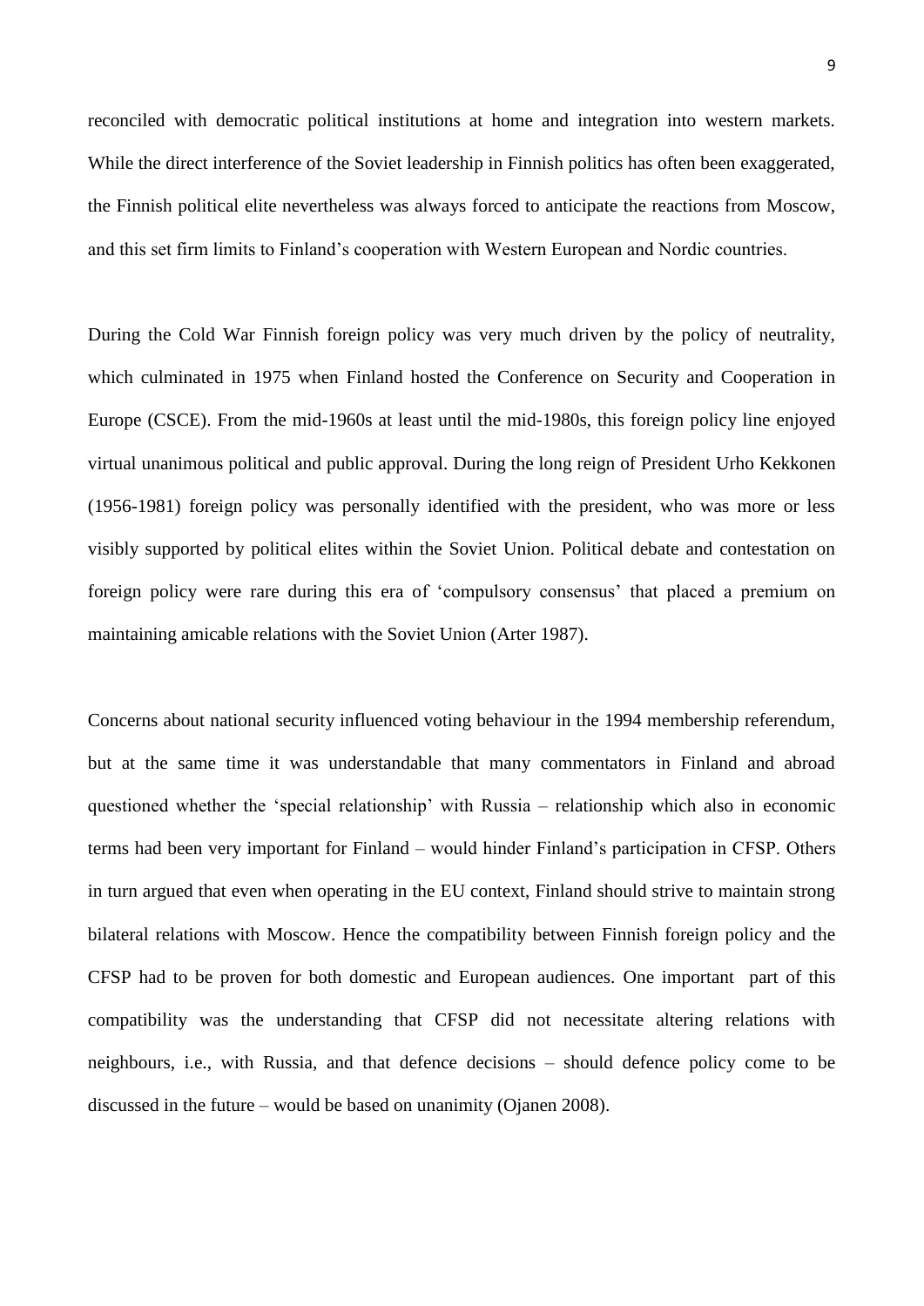reconciled with democratic political institutions at home and integration into western markets. While the direct interference of the Soviet leadership in Finnish politics has often been exaggerated, the Finnish political elite nevertheless was always forced to anticipate the reactions from Moscow, and this set firm limits to Finland's cooperation with Western European and Nordic countries.

During the Cold War Finnish foreign policy was very much driven by the policy of neutrality, which culminated in 1975 when Finland hosted the Conference on Security and Cooperation in Europe (CSCE). From the mid-1960s at least until the mid-1980s, this foreign policy line enjoyed virtual unanimous political and public approval. During the long reign of President Urho Kekkonen (1956-1981) foreign policy was personally identified with the president, who was more or less visibly supported by political elites within the Soviet Union. Political debate and contestation on foreign policy were rare during this era of 'compulsory consensus' that placed a premium on maintaining amicable relations with the Soviet Union (Arter 1987).

Concerns about national security influenced voting behaviour in the 1994 membership referendum, but at the same time it was understandable that many commentators in Finland and abroad questioned whether the 'special relationship' with Russia – relationship which also in economic terms had been very important for Finland – would hinder Finland's participation in CFSP. Others in turn argued that even when operating in the EU context, Finland should strive to maintain strong bilateral relations with Moscow. Hence the compatibility between Finnish foreign policy and the CFSP had to be proven for both domestic and European audiences. One important part of this compatibility was the understanding that CFSP did not necessitate altering relations with neighbours, i.e., with Russia, and that defence decisions – should defence policy come to be discussed in the future – would be based on unanimity (Ojanen 2008).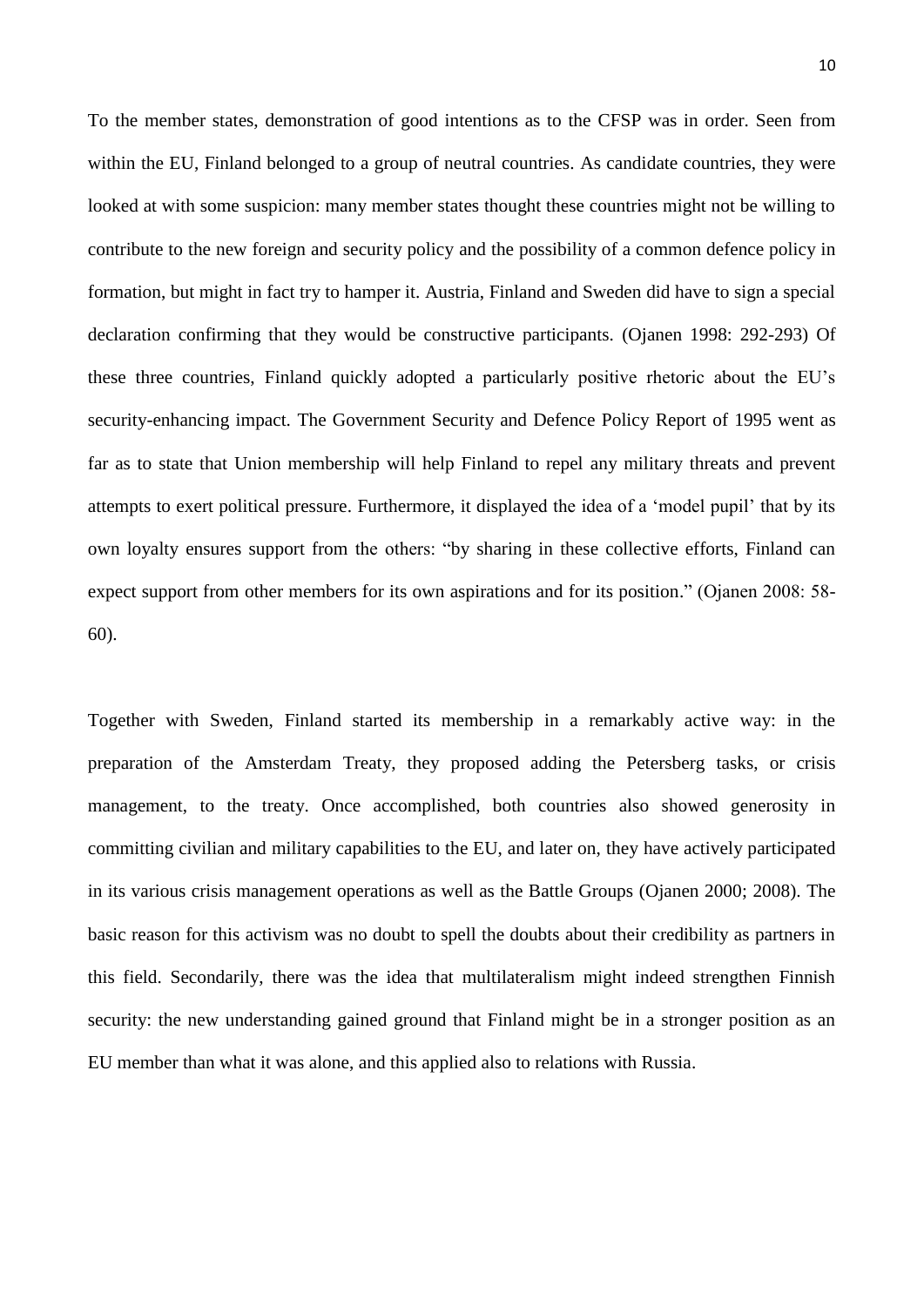To the member states, demonstration of good intentions as to the CFSP was in order. Seen from within the EU, Finland belonged to a group of neutral countries. As candidate countries, they were looked at with some suspicion: many member states thought these countries might not be willing to contribute to the new foreign and security policy and the possibility of a common defence policy in formation, but might in fact try to hamper it. Austria, Finland and Sweden did have to sign a special declaration confirming that they would be constructive participants. (Ojanen 1998: 292-293) Of these three countries, Finland quickly adopted a particularly positive rhetoric about the EU's security-enhancing impact. The Government Security and Defence Policy Report of 1995 went as far as to state that Union membership will help Finland to repel any military threats and prevent attempts to exert political pressure. Furthermore, it displayed the idea of a 'model pupil' that by its own loyalty ensures support from the others: "by sharing in these collective efforts, Finland can expect support from other members for its own aspirations and for its position." (Ojanen 2008: 58-60).

Together with Sweden, Finland started its membership in a remarkably active way: in the preparation of the Amsterdam Treaty, they proposed adding the Petersberg tasks, or crisis management, to the treaty. Once accomplished, both countries also showed generosity in committing civilian and military capabilities to the EU, and later on, they have actively participated in its various crisis management operations as well as the Battle Groups (Ojanen 2000; 2008). The basic reason for this activism was no doubt to spell the doubts about their credibility as partners in this field. Secondarily, there was the idea that multilateralism might indeed strengthen Finnish security: the new understanding gained ground that Finland might be in a stronger position as an EU member than what it was alone, and this applied also to relations with Russia.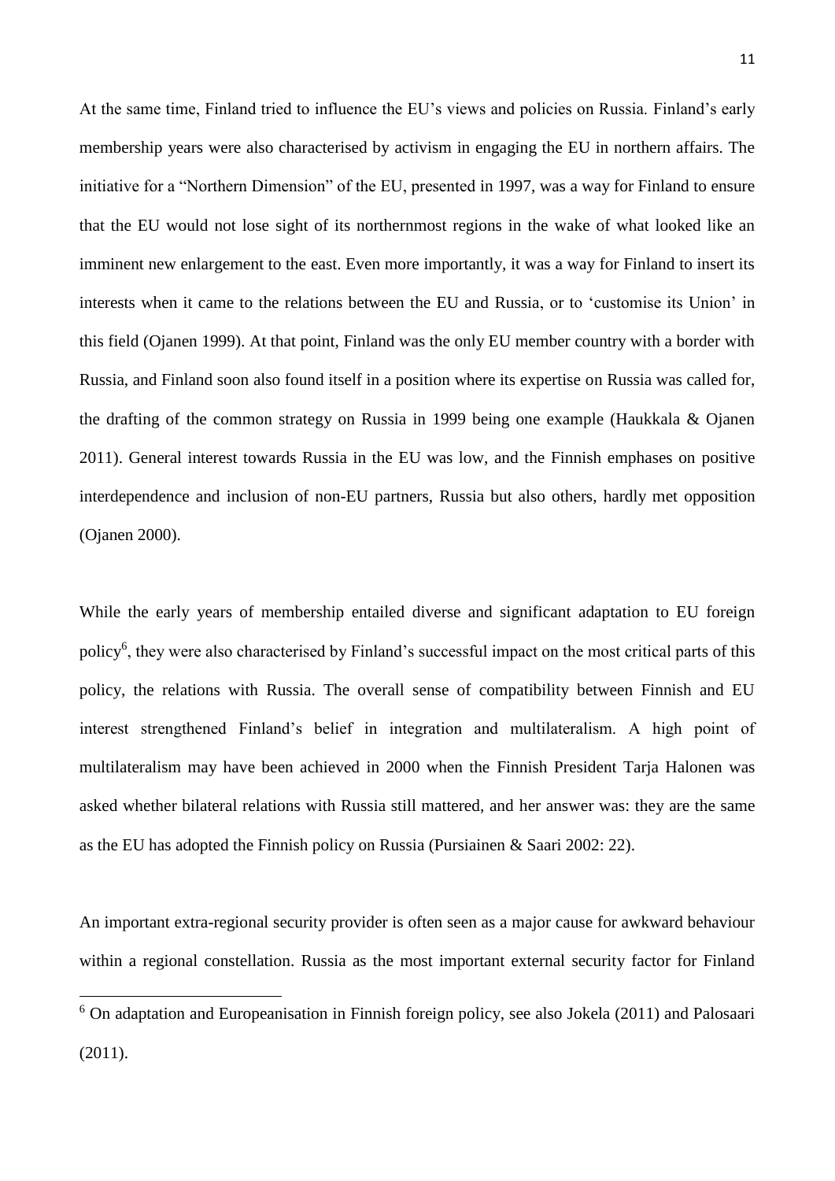At the same time, Finland tried to influence the EU's views and policies on Russia. Finland's early membership years were also characterised by activism in engaging the EU in northern affairs. The initiative for a "Northern Dimension" of the EU, presented in 1997, was a way for Finland to ensure that the EU would not lose sight of its northernmost regions in the wake of what looked like an imminent new enlargement to the east. Even more importantly, it was a way for Finland to insert its interests when it came to the relations between the EU and Russia, or to 'customise its Union' in this field (Ojanen 1999). At that point, Finland was the only EU member country with a border with Russia, and Finland soon also found itself in a position where its expertise on Russia was called for, the drafting of the common strategy on Russia in 1999 being one example (Haukkala & Ojanen 2011). General interest towards Russia in the EU was low, and the Finnish emphases on positive interdependence and inclusion of non-EU partners, Russia but also others, hardly met opposition (Ojanen 2000).

While the early years of membership entailed diverse and significant adaptation to EU foreign policy[6], they were also characterised by Finland's successful impact on the most critical parts of this policy, the relations with Russia. The overall sense of compatibility between Finnish and EU interest strengthened Finland's belief in integration and multilateralism. A high point of multilateralism may have been achieved in 2000 when the Finnish President Tarja Halonen was asked whether bilateral relations with Russia still mattered, and her answer was: they are the same as the EU has adopted the Finnish policy on Russia (Pursiainen & Saari 2002: 22).

An important extra-regional security provider is often seen as a major cause for awkward behaviour within a regional constellation. Russia as the most important external security factor for Finland

[6] On adaptation and Europeanisation in Finnish foreign policy, see also Jokela (2011) and Palosaari (2011).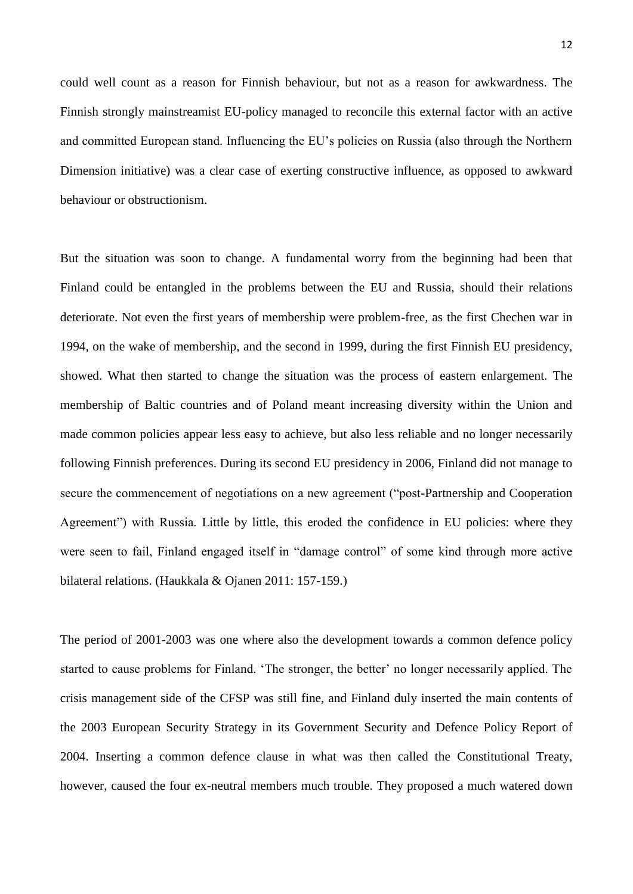could well count as a reason for Finnish behaviour, but not as a reason for awkwardness. The Finnish strongly mainstreamist EU-policy managed to reconcile this external factor with an active and committed European stand. Influencing the EU's policies on Russia (also through the Northern Dimension initiative) was a clear case of exerting constructive influence, as opposed to awkward behaviour or obstructionism.

But the situation was soon to change. A fundamental worry from the beginning had been that Finland could be entangled in the problems between the EU and Russia, should their relations deteriorate. Not even the first years of membership were problem-free, as the first Chechen war in 1994, on the wake of membership, and the second in 1999, during the first Finnish EU presidency, showed. What then started to change the situation was the process of eastern enlargement. The membership of Baltic countries and of Poland meant increasing diversity within the Union and made common policies appear less easy to achieve, but also less reliable and no longer necessarily following Finnish preferences. During its second EU presidency in 2006, Finland did not manage to secure the commencement of negotiations on a new agreement ("post-Partnership and Cooperation Agreement") with Russia. Little by little, this eroded the confidence in EU policies: where they were seen to fail, Finland engaged itself in "damage control" of some kind through more active bilateral relations. (Haukkala & Ojanen 2011: 157-159.)

The period of 2001-2003 was one where also the development towards a common defence policy started to cause problems for Finland. 'The stronger, the better' no longer necessarily applied. The crisis management side of the CFSP was still fine, and Finland duly inserted the main contents of the 2003 European Security Strategy in its Government Security and Defence Policy Report of 2004. Inserting a common defence clause in what was then called the Constitutional Treaty, however, caused the four ex-neutral members much trouble. They proposed a much watered down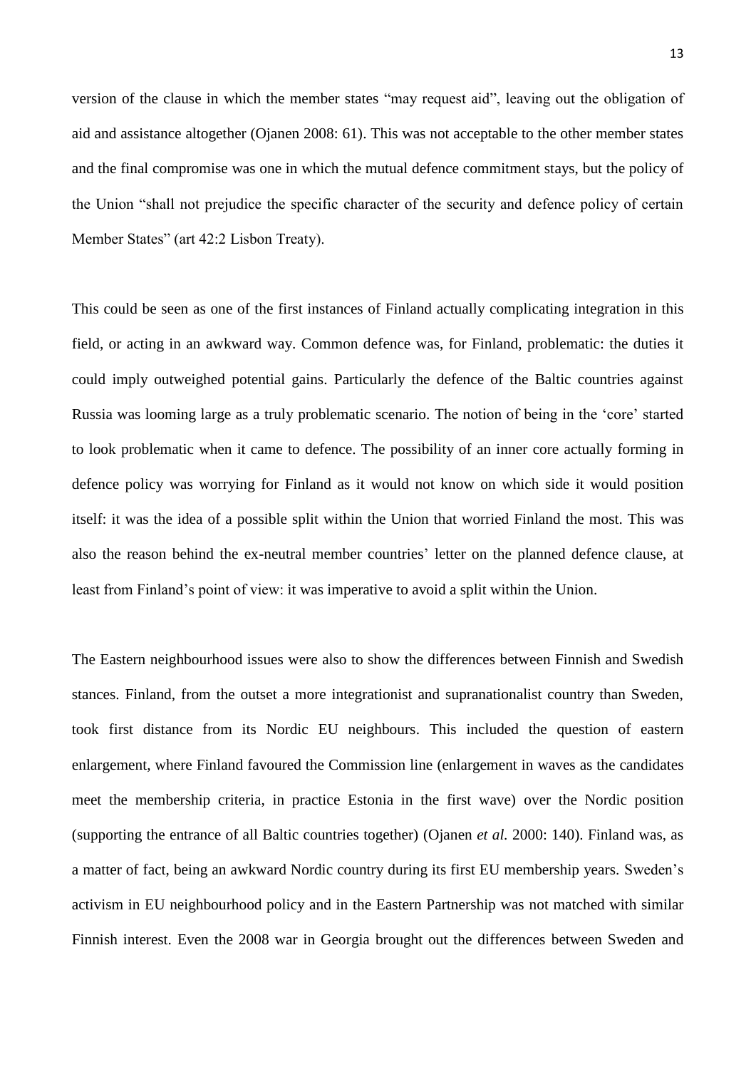version of the clause in which the member states "may request aid", leaving out the obligation of aid and assistance altogether (Ojanen 2008: 61). This was not acceptable to the other member states and the final compromise was one in which the mutual defence commitment stays, but the policy of the Union "shall not prejudice the specific character of the security and defence policy of certain Member States" (art 42:2 Lisbon Treaty).

This could be seen as one of the first instances of Finland actually complicating integration in this field, or acting in an awkward way. Common defence was, for Finland, problematic: the duties it could imply outweighed potential gains. Particularly the defence of the Baltic countries against Russia was looming large as a truly problematic scenario. The notion of being in the 'core' started to look problematic when it came to defence. The possibility of an inner core actually forming in defence policy was worrying for Finland as it would not know on which side it would position itself: it was the idea of a possible split within the Union that worried Finland the most. This was also the reason behind the ex-neutral member countries' letter on the planned defence clause, at least from Finland's point of view: it was imperative to avoid a split within the Union.

The Eastern neighbourhood issues were also to show the differences between Finnish and Swedish stances. Finland, from the outset a more integrationist and supranationalist country than Sweden, took first distance from its Nordic EU neighbours. This included the question of eastern enlargement, where Finland favoured the Commission line (enlargement in waves as the candidates meet the membership criteria, in practice Estonia in the first wave) over the Nordic position (supporting the entrance of all Baltic countries together) (Ojanen *et al.* 2000: 140). Finland was, as a matter of fact, being an awkward Nordic country during its first EU membership years. Sweden's activism in EU neighbourhood policy and in the Eastern Partnership was not matched with similar Finnish interest. Even the 2008 war in Georgia brought out the differences between Sweden and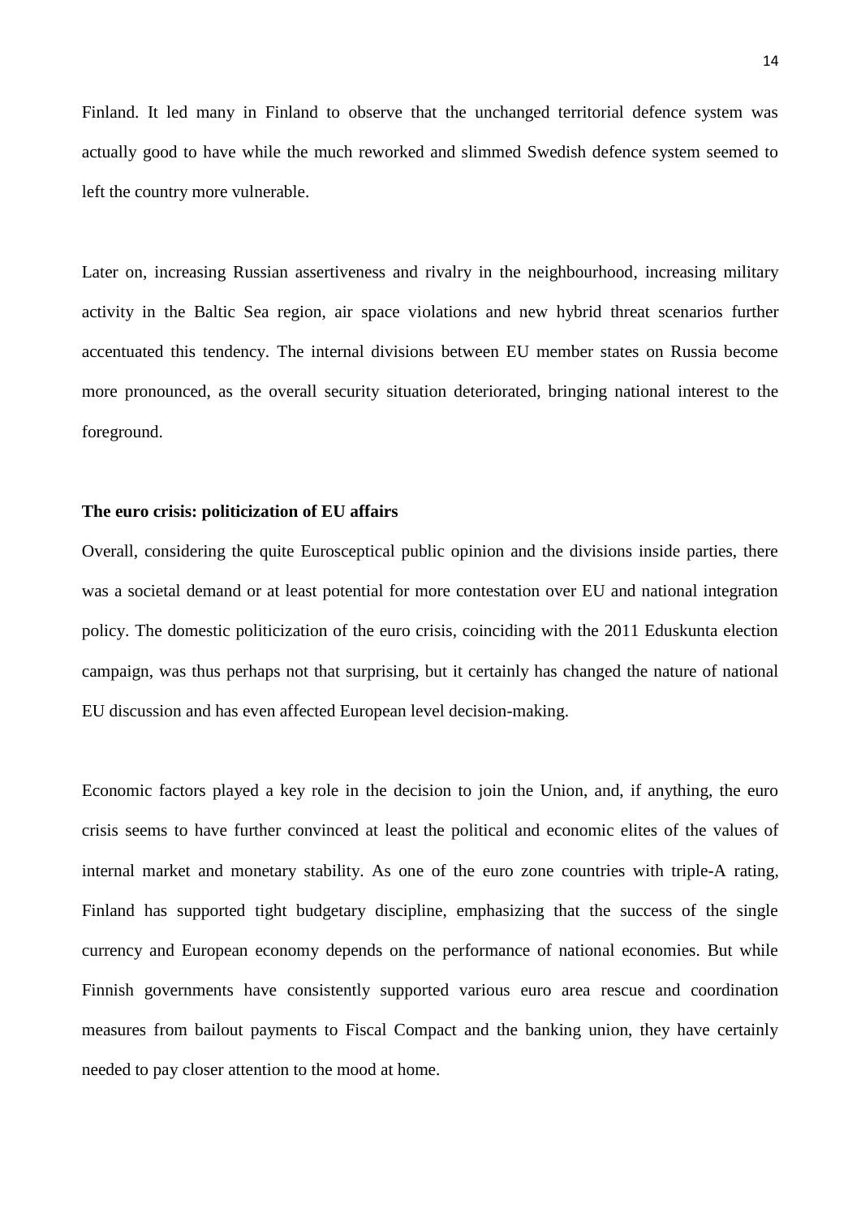Finland. It led many in Finland to observe that the unchanged territorial defence system was actually good to have while the much reworked and slimmed Swedish defence system seemed to left the country more vulnerable.

Later on, increasing Russian assertiveness and rivalry in the neighbourhood, increasing military activity in the Baltic Sea region, air space violations and new hybrid threat scenarios further accentuated this tendency. The internal divisions between EU member states on Russia become more pronounced, as the overall security situation deteriorated, bringing national interest to the foreground.

**The euro crisis: politicization of EU affairs**

Overall, considering the quite Eurosceptical public opinion and the divisions inside parties, there was a societal demand or at least potential for more contestation over EU and national integration policy. The domestic politicization of the euro crisis, coinciding with the 2011 Eduskunta election campaign, was thus perhaps not that surprising, but it certainly has changed the nature of national EU discussion and has even affected European level decision-making.

Economic factors played a key role in the decision to join the Union, and, if anything, the euro crisis seems to have further convinced at least the political and economic elites of the values of internal market and monetary stability. As one of the euro zone countries with triple-A rating, Finland has supported tight budgetary discipline, emphasizing that the success of the single currency and European economy depends on the performance of national economies. But while Finnish governments have consistently supported various euro area rescue and coordination measures from bailout payments to Fiscal Compact and the banking union, they have certainly needed to pay closer attention to the mood at home.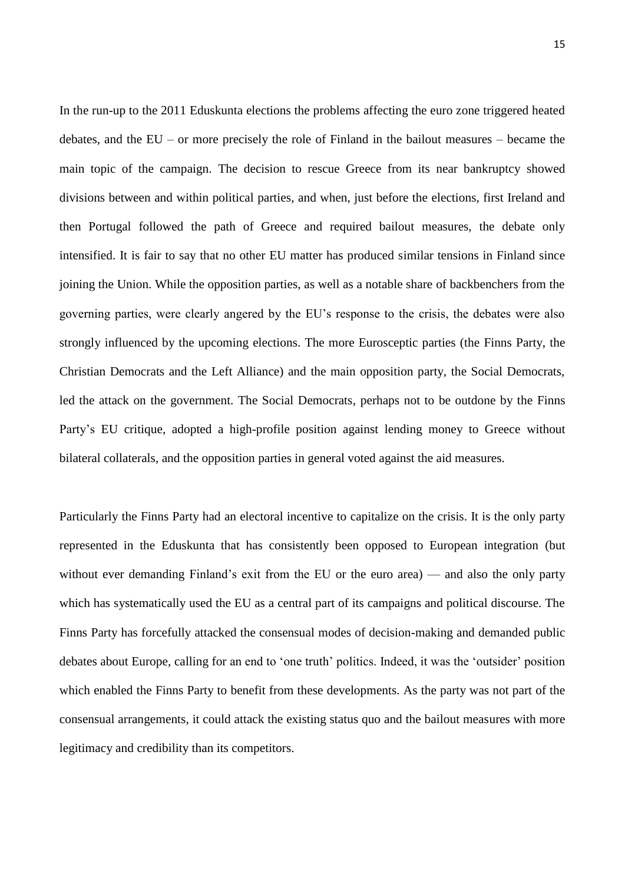In the run-up to the 2011 Eduskunta elections the problems affecting the euro zone triggered heated debates, and the EU – or more precisely the role of Finland in the bailout measures – became the main topic of the campaign. The decision to rescue Greece from its near bankruptcy showed divisions between and within political parties, and when, just before the elections, first Ireland and then Portugal followed the path of Greece and required bailout measures, the debate only intensified. It is fair to say that no other EU matter has produced similar tensions in Finland since joining the Union. While the opposition parties, as well as a notable share of backbenchers from the governing parties, were clearly angered by the EU's response to the crisis, the debates were also strongly influenced by the upcoming elections. The more Eurosceptic parties (the Finns Party, the Christian Democrats and the Left Alliance) and the main opposition party, the Social Democrats, led the attack on the government. The Social Democrats, perhaps not to be outdone by the Finns Party's EU critique, adopted a high-profile position against lending money to Greece without bilateral collaterals, and the opposition parties in general voted against the aid measures.

Particularly the Finns Party had an electoral incentive to capitalize on the crisis. It is the only party represented in the Eduskunta that has consistently been opposed to European integration (but without ever demanding Finland's exit from the EU or the euro area) — and also the only party which has systematically used the EU as a central part of its campaigns and political discourse. The Finns Party has forcefully attacked the consensual modes of decision-making and demanded public debates about Europe, calling for an end to 'one truth' politics. Indeed, it was the 'outsider' position which enabled the Finns Party to benefit from these developments. As the party was not part of the consensual arrangements, it could attack the existing status quo and the bailout measures with more legitimacy and credibility than its competitors.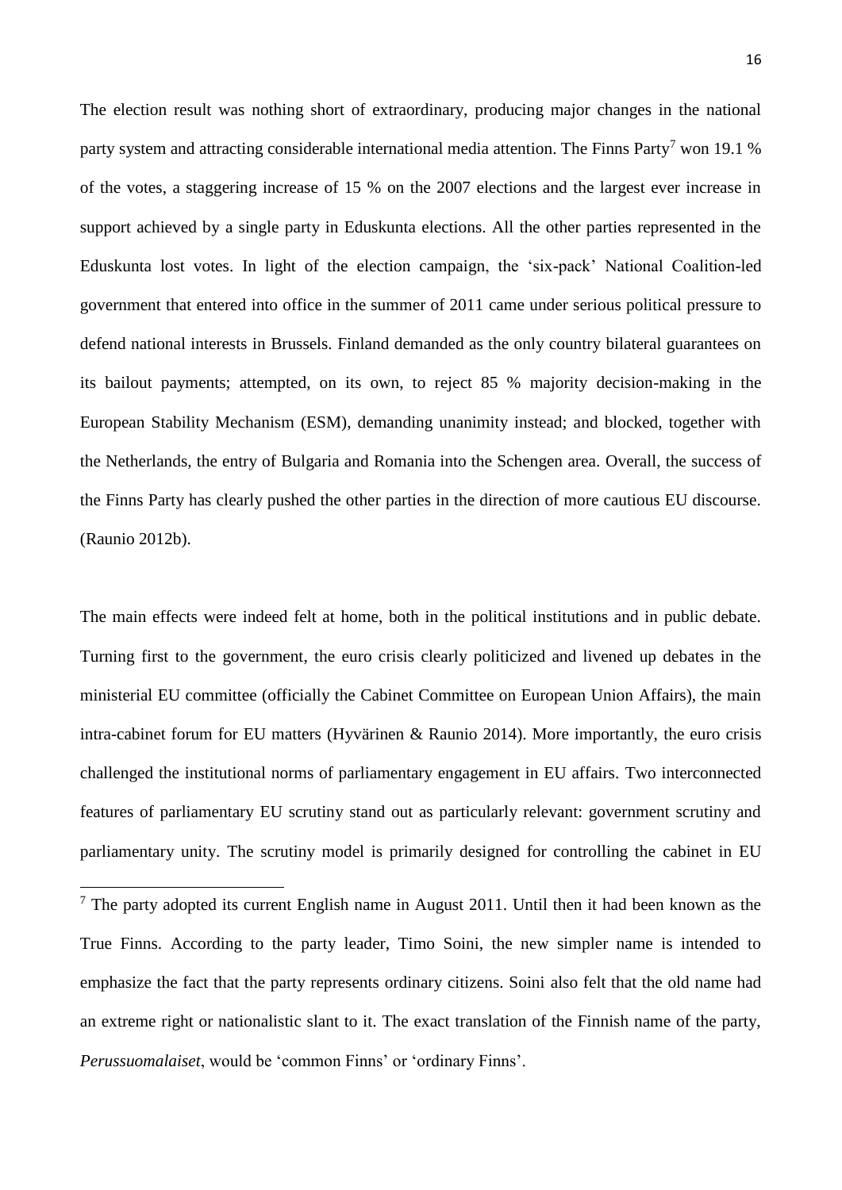The election result was nothing short of extraordinary, producing major changes in the national party system and attracting considerable international media attention. The Finns Party[7] won 19.1 % of the votes, a staggering increase of 15 % on the 2007 elections and the largest ever increase in support achieved by a single party in Eduskunta elections. All the other parties represented in the Eduskunta lost votes. In light of the election campaign, the 'six-pack' National Coalition-led government that entered into office in the summer of 2011 came under serious political pressure to defend national interests in Brussels. Finland demanded as the only country bilateral guarantees on its bailout payments; attempted, on its own, to reject 85 % majority decision-making in the European Stability Mechanism (ESM), demanding unanimity instead; and blocked, together with the Netherlands, the entry of Bulgaria and Romania into the Schengen area. Overall, the success of the Finns Party has clearly pushed the other parties in the direction of more cautious EU discourse. (Raunio 2012b).

The main effects were indeed felt at home, both in the political institutions and in public debate. Turning first to the government, the euro crisis clearly politicized and livened up debates in the ministerial EU committee (officially the Cabinet Committee on European Union Affairs), the main intra-cabinet forum for EU matters (Hyvärinen & Raunio 2014). More importantly, the euro crisis challenged the institutional norms of parliamentary engagement in EU affairs. Two interconnected features of parliamentary EU scrutiny stand out as particularly relevant: government scrutiny and parliamentary unity. The scrutiny model is primarily designed for controlling the cabinet in EU

[7] The party adopted its current English name in August 2011. Until then it had been known as the True Finns. According to the party leader, Timo Soini, the new simpler name is intended to emphasize the fact that the party represents ordinary citizens. Soini also felt that the old name had an extreme right or nationalistic slant to it. The exact translation of the Finnish name of the party, *Perussuomalaiset*, would be 'common Finns' or 'ordinary Finns'.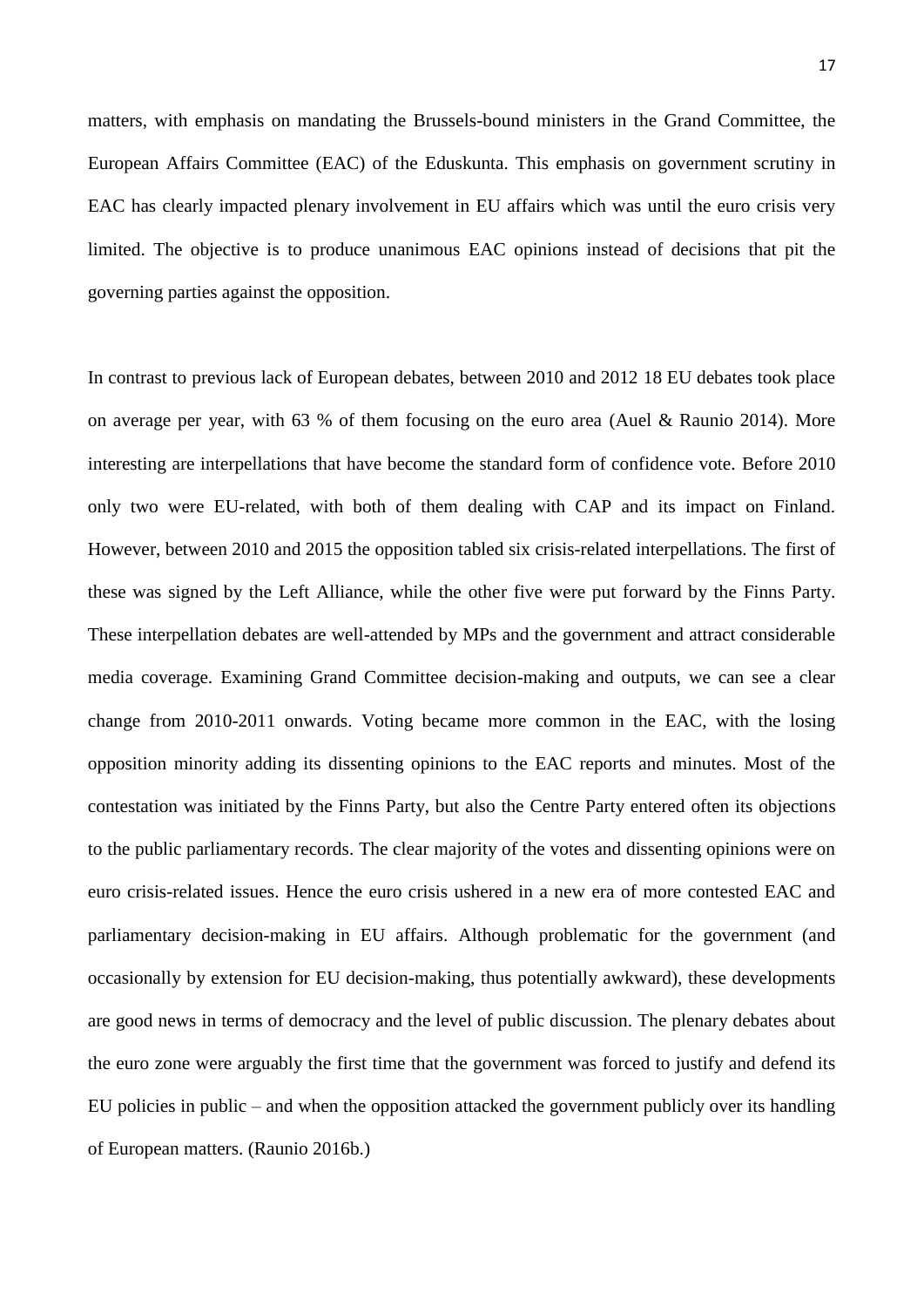matters, with emphasis on mandating the Brussels-bound ministers in the Grand Committee, the European Affairs Committee (EAC) of the Eduskunta. This emphasis on government scrutiny in EAC has clearly impacted plenary involvement in EU affairs which was until the euro crisis very limited. The objective is to produce unanimous EAC opinions instead of decisions that pit the governing parties against the opposition.

In contrast to previous lack of European debates, between 2010 and 2012 18 EU debates took place on average per year, with 63 % of them focusing on the euro area (Auel & Raunio 2014). More interesting are interpellations that have become the standard form of confidence vote. Before 2010 only two were EU-related, with both of them dealing with CAP and its impact on Finland. However, between 2010 and 2015 the opposition tabled six crisis-related interpellations. The first of these was signed by the Left Alliance, while the other five were put forward by the Finns Party. These interpellation debates are well-attended by MPs and the government and attract considerable media coverage. Examining Grand Committee decision-making and outputs, we can see a clear change from 2010-2011 onwards. Voting became more common in the EAC, with the losing opposition minority adding its dissenting opinions to the EAC reports and minutes. Most of the contestation was initiated by the Finns Party, but also the Centre Party entered often its objections to the public parliamentary records. The clear majority of the votes and dissenting opinions were on euro crisis-related issues. Hence the euro crisis ushered in a new era of more contested EAC and parliamentary decision-making in EU affairs. Although problematic for the government (and occasionally by extension for EU decision-making, thus potentially awkward), these developments are good news in terms of democracy and the level of public discussion. The plenary debates about the euro zone were arguably the first time that the government was forced to justify and defend its EU policies in public – and when the opposition attacked the government publicly over its handling of European matters. (Raunio 2016b.)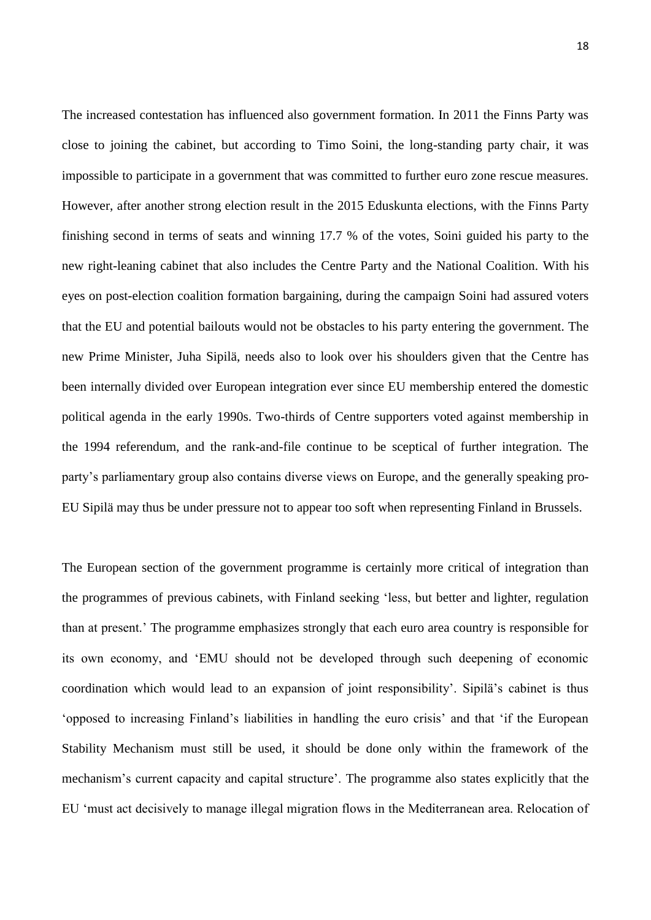The increased contestation has influenced also government formation. In 2011 the Finns Party was close to joining the cabinet, but according to Timo Soini, the long-standing party chair, it was impossible to participate in a government that was committed to further euro zone rescue measures. However, after another strong election result in the 2015 Eduskunta elections, with the Finns Party finishing second in terms of seats and winning 17.7 % of the votes, Soini guided his party to the new right-leaning cabinet that also includes the Centre Party and the National Coalition. With his eyes on post-election coalition formation bargaining, during the campaign Soini had assured voters that the EU and potential bailouts would not be obstacles to his party entering the government. The new Prime Minister, Juha Sipilä, needs also to look over his shoulders given that the Centre has been internally divided over European integration ever since EU membership entered the domestic political agenda in the early 1990s. Two-thirds of Centre supporters voted against membership in the 1994 referendum, and the rank-and-file continue to be sceptical of further integration. The party's parliamentary group also contains diverse views on Europe, and the generally speaking pro-EU Sipilä may thus be under pressure not to appear too soft when representing Finland in Brussels.

The European section of the government programme is certainly more critical of integration than the programmes of previous cabinets, with Finland seeking 'less, but better and lighter, regulation than at present.' The programme emphasizes strongly that each euro area country is responsible for its own economy, and 'EMU should not be developed through such deepening of economic coordination which would lead to an expansion of joint responsibility'. Sipilä's cabinet is thus 'opposed to increasing Finland's liabilities in handling the euro crisis' and that 'if the European Stability Mechanism must still be used, it should be done only within the framework of the mechanism's current capacity and capital structure'. The programme also states explicitly that the EU 'must act decisively to manage illegal migration flows in the Mediterranean area. Relocation of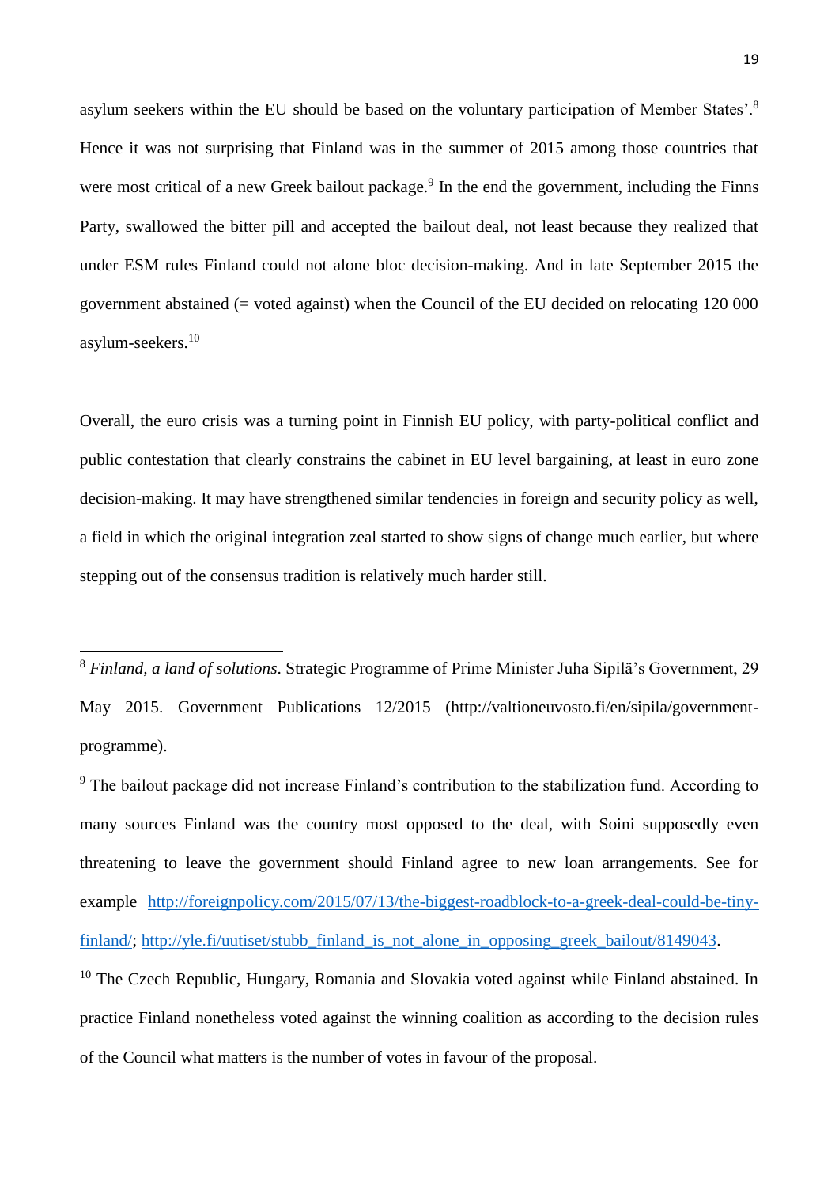asylum seekers within the EU should be based on the voluntary participation of Member States'.[8] Hence it was not surprising that Finland was in the summer of 2015 among those countries that were most critical of a new Greek bailout package.[9] In the end the government, including the Finns Party, swallowed the bitter pill and accepted the bailout deal, not least because they realized that under ESM rules Finland could not alone bloc decision-making. And in late September 2015 the government abstained (= voted against) when the Council of the EU decided on relocating 120 000 asylum-seekers.[10]

Overall, the euro crisis was a turning point in Finnish EU policy, with party-political conflict and public contestation that clearly constrains the cabinet in EU level bargaining, at least in euro zone decision-making. It may have strengthened similar tendencies in foreign and security policy as well, a field in which the original integration zeal started to show signs of change much earlier, but where stepping out of the consensus tradition is relatively much harder still.

---

[8] *Finland, a land of solutions*. Strategic Programme of Prime Minister Juha Sipilä's Government, 29 May 2015. Government Publications 12/2015 (http://valtioneuvosto.fi/en/sipila/government-programme).

[9] The bailout package did not increase Finland's contribution to the stabilization fund. According to many sources Finland was the country most opposed to the deal, with Soini supposedly even threatening to leave the government should Finland agree to new loan arrangements. See for example http://foreignpolicy.com/2015/07/13/the-biggest-roadblock-to-a-greek-deal-could-be-tiny-finland/; http://yle.fi/uutiset/stubb_finland_is_not_alone_in_opposing_greek_bailout/8149043.

[10] The Czech Republic, Hungary, Romania and Slovakia voted against while Finland abstained. In practice Finland nonetheless voted against the winning coalition as according to the decision rules of the Council what matters is the number of votes in favour of the proposal.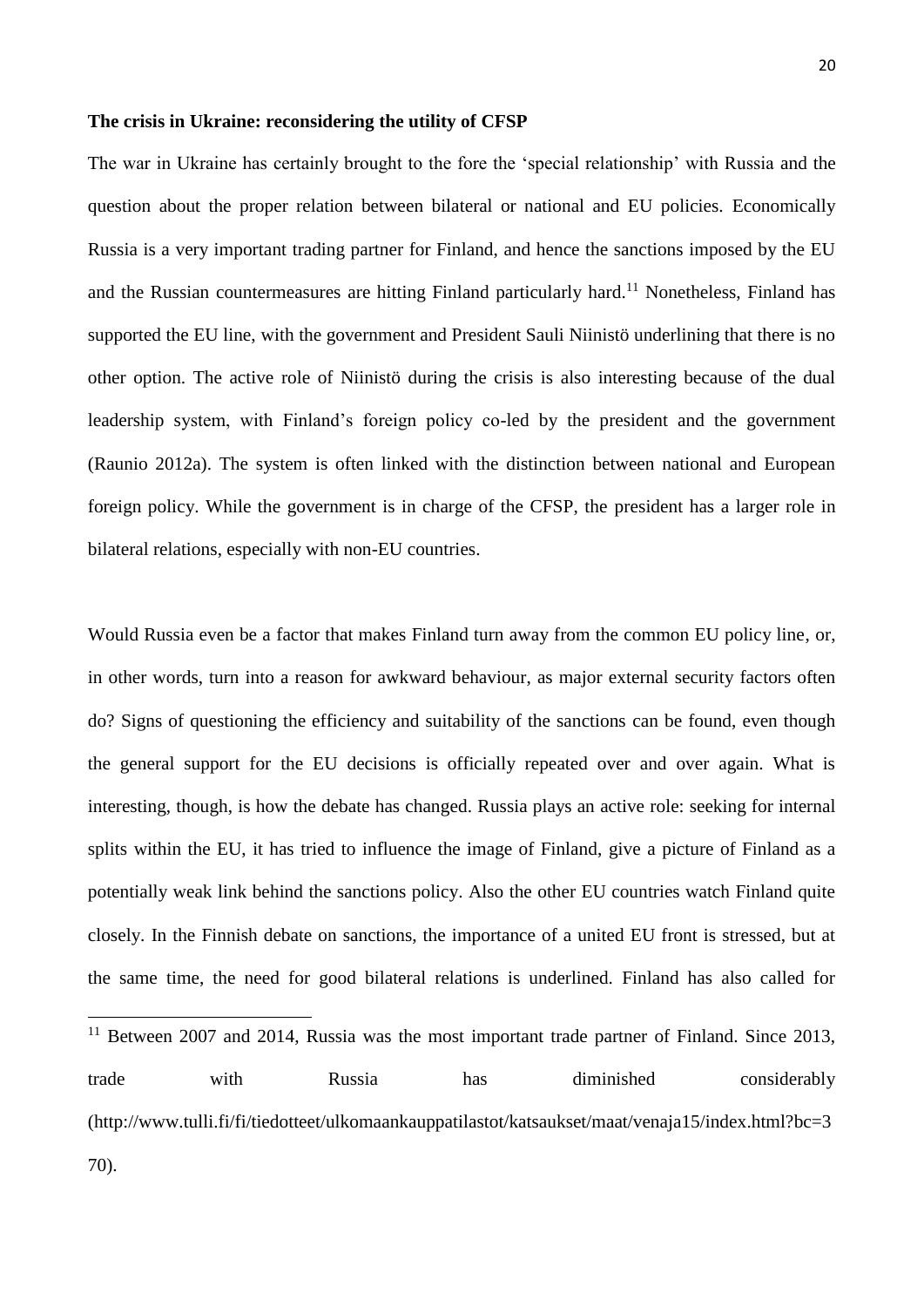**The crisis in Ukraine: reconsidering the utility of CFSP**

The war in Ukraine has certainly brought to the fore the 'special relationship' with Russia and the question about the proper relation between bilateral or national and EU policies. Economically Russia is a very important trading partner for Finland, and hence the sanctions imposed by the EU and the Russian countermeasures are hitting Finland particularly hard.[11] Nonetheless, Finland has supported the EU line, with the government and President Sauli Niinistö underlining that there is no other option. The active role of Niinistö during the crisis is also interesting because of the dual leadership system, with Finland's foreign policy co-led by the president and the government (Raunio 2012a). The system is often linked with the distinction between national and European foreign policy. While the government is in charge of the CFSP, the president has a larger role in bilateral relations, especially with non-EU countries.

Would Russia even be a factor that makes Finland turn away from the common EU policy line, or, in other words, turn into a reason for awkward behaviour, as major external security factors often do? Signs of questioning the efficiency and suitability of the sanctions can be found, even though the general support for the EU decisions is officially repeated over and over again. What is interesting, though, is how the debate has changed. Russia plays an active role: seeking for internal splits within the EU, it has tried to influence the image of Finland, give a picture of Finland as a potentially weak link behind the sanctions policy. Also the other EU countries watch Finland quite closely. In the Finnish debate on sanctions, the importance of a united EU front is stressed, but at the same time, the need for good bilateral relations is underlined. Finland has also called for

[11] Between 2007 and 2014, Russia was the most important trade partner of Finland. Since 2013, trade with Russia has diminished considerably (http://www.tulli.fi/fi/tiedotteet/ulkomaankauppatilastot/katsaukset/maat/venaja15/index.html?bc=370).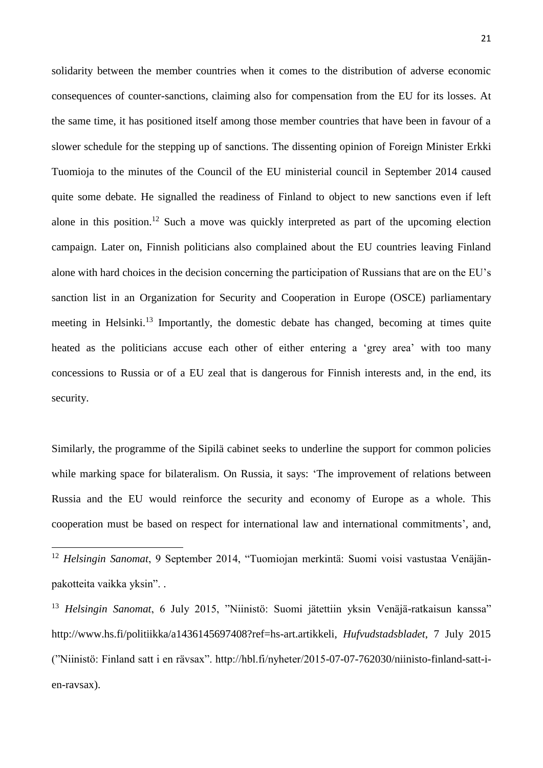solidarity between the member countries when it comes to the distribution of adverse economic consequences of counter-sanctions, claiming also for compensation from the EU for its losses. At the same time, it has positioned itself among those member countries that have been in favour of a slower schedule for the stepping up of sanctions. The dissenting opinion of Foreign Minister Erkki Tuomioja to the minutes of the Council of the EU ministerial council in September 2014 caused quite some debate. He signalled the readiness of Finland to object to new sanctions even if left alone in this position.[12] Such a move was quickly interpreted as part of the upcoming election campaign. Later on, Finnish politicians also complained about the EU countries leaving Finland alone with hard choices in the decision concerning the participation of Russians that are on the EU's sanction list in an Organization for Security and Cooperation in Europe (OSCE) parliamentary meeting in Helsinki.[13] Importantly, the domestic debate has changed, becoming at times quite heated as the politicians accuse each other of either entering a 'grey area' with too many concessions to Russia or of a EU zeal that is dangerous for Finnish interests and, in the end, its security.

Similarly, the programme of the Sipilä cabinet seeks to underline the support for common policies while marking space for bilateralism. On Russia, it says: 'The improvement of relations between Russia and the EU would reinforce the security and economy of Europe as a whole. This cooperation must be based on respect for international law and international commitments', and,

---

[12] *Helsingin Sanomat*, 9 September 2014, "Tuomiojan merkintä: Suomi voisi vastustaa Venäjän-pakotteita vaikka yksin". .

[13] *Helsingin Sanomat*, 6 July 2015, "Niinistö: Suomi jätettiin yksin Venäjä-ratkaisun kanssa" http://www.hs.fi/politiikka/a1436145697408?ref=hs-art.artikkeli, *Hufvudstadsbladet*, 7 July 2015 ("Niinistö: Finland satt i en rävsax". http://hbl.fi/nyheter/2015-07-07-762030/niinisto-finland-satt-i-en-ravsax).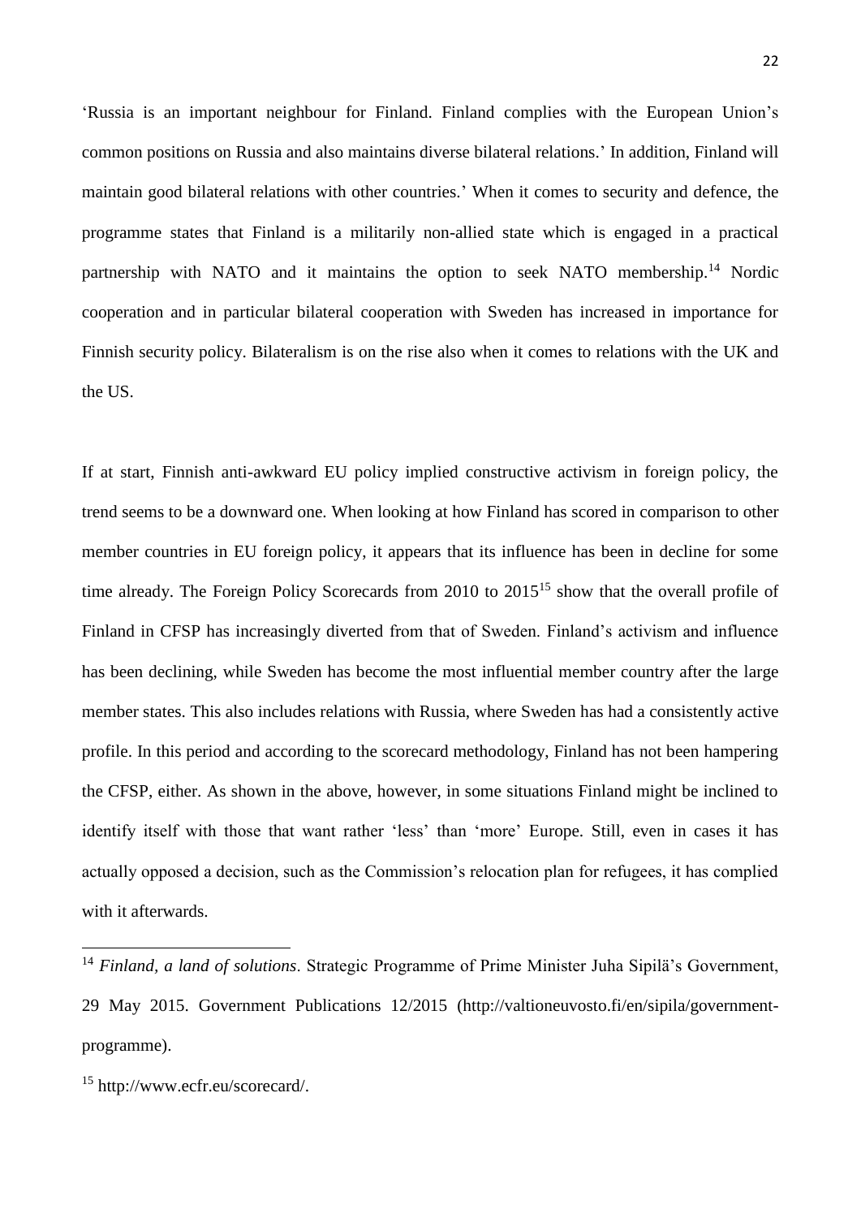'Russia is an important neighbour for Finland. Finland complies with the European Union's common positions on Russia and also maintains diverse bilateral relations.' In addition, Finland will maintain good bilateral relations with other countries.' When it comes to security and defence, the programme states that Finland is a militarily non-allied state which is engaged in a practical partnership with NATO and it maintains the option to seek NATO membership.[14] Nordic cooperation and in particular bilateral cooperation with Sweden has increased in importance for Finnish security policy. Bilateralism is on the rise also when it comes to relations with the UK and the US.

If at start, Finnish anti-awkward EU policy implied constructive activism in foreign policy, the trend seems to be a downward one. When looking at how Finland has scored in comparison to other member countries in EU foreign policy, it appears that its influence has been in decline for some time already. The Foreign Policy Scorecards from 2010 to 2015[15] show that the overall profile of Finland in CFSP has increasingly diverted from that of Sweden. Finland's activism and influence has been declining, while Sweden has become the most influential member country after the large member states. This also includes relations with Russia, where Sweden has had a consistently active profile. In this period and according to the scorecard methodology, Finland has not been hampering the CFSP, either. As shown in the above, however, in some situations Finland might be inclined to identify itself with those that want rather 'less' than 'more' Europe. Still, even in cases it has actually opposed a decision, such as the Commission's relocation plan for refugees, it has complied with it afterwards.

---

[14] *Finland, a land of solutions*. Strategic Programme of Prime Minister Juha Sipilä's Government, 29 May 2015. Government Publications 12/2015 (http://valtioneuvosto.fi/en/sipila/government-programme).

[15] http://www.ecfr.eu/scorecard/.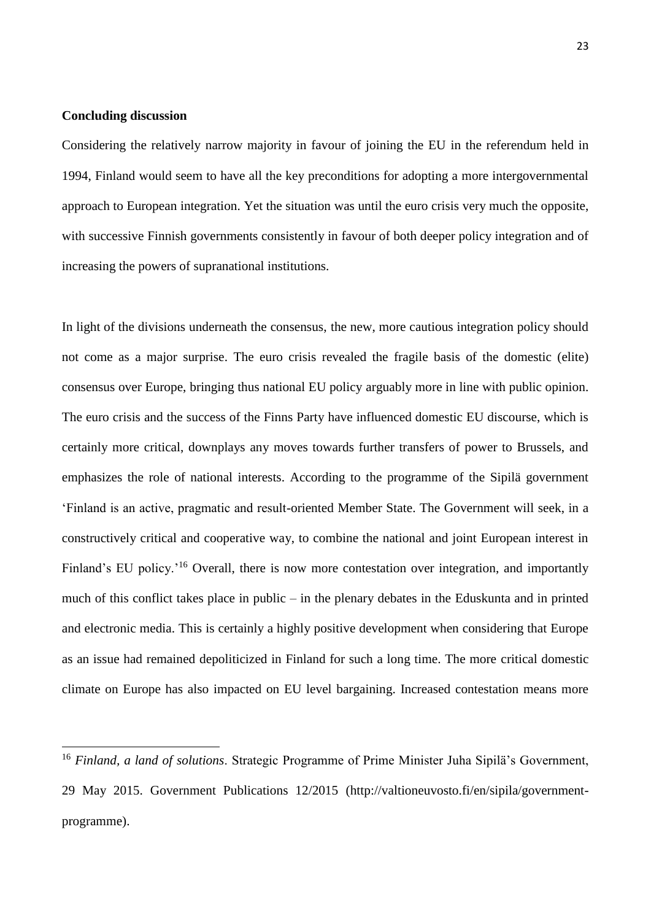**Concluding discussion**

Considering the relatively narrow majority in favour of joining the EU in the referendum held in 1994, Finland would seem to have all the key preconditions for adopting a more intergovernmental approach to European integration. Yet the situation was until the euro crisis very much the opposite, with successive Finnish governments consistently in favour of both deeper policy integration and of increasing the powers of supranational institutions.

In light of the divisions underneath the consensus, the new, more cautious integration policy should not come as a major surprise. The euro crisis revealed the fragile basis of the domestic (elite) consensus over Europe, bringing thus national EU policy arguably more in line with public opinion. The euro crisis and the success of the Finns Party have influenced domestic EU discourse, which is certainly more critical, downplays any moves towards further transfers of power to Brussels, and emphasizes the role of national interests. According to the programme of the Sipilä government 'Finland is an active, pragmatic and result-oriented Member State. The Government will seek, in a constructively critical and cooperative way, to combine the national and joint European interest in Finland's EU policy.'[16] Overall, there is now more contestation over integration, and importantly much of this conflict takes place in public – in the plenary debates in the Eduskunta and in printed and electronic media. This is certainly a highly positive development when considering that Europe as an issue had remained depoliticized in Finland for such a long time. The more critical domestic climate on Europe has also impacted on EU level bargaining. Increased contestation means more

[16] *Finland, a land of solutions*. Strategic Programme of Prime Minister Juha Sipilä's Government, 29 May 2015. Government Publications 12/2015 (http://valtioneuvosto.fi/en/sipila/government-programme).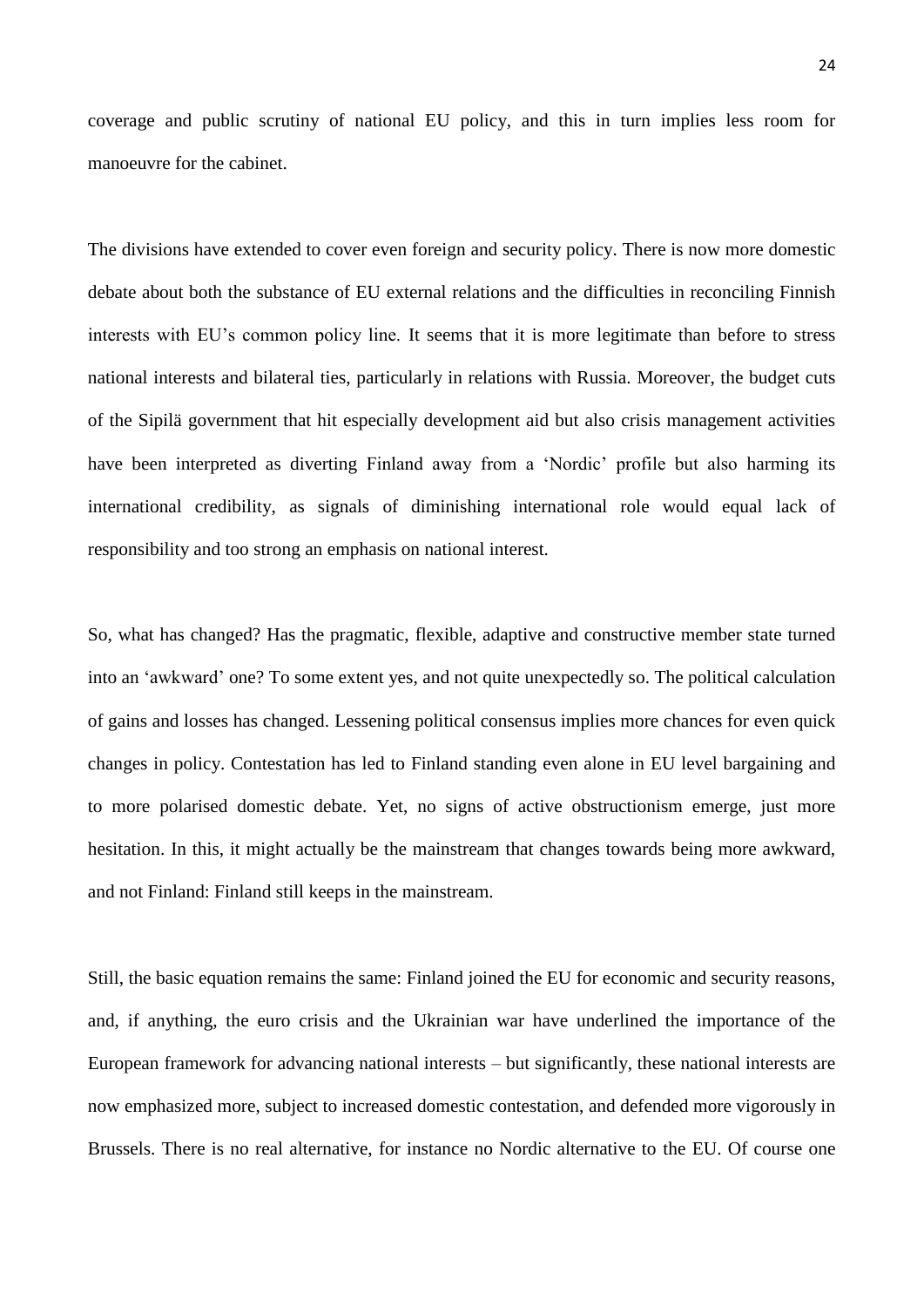coverage and public scrutiny of national EU policy, and this in turn implies less room for manoeuvre for the cabinet.

The divisions have extended to cover even foreign and security policy. There is now more domestic debate about both the substance of EU external relations and the difficulties in reconciling Finnish interests with EU's common policy line. It seems that it is more legitimate than before to stress national interests and bilateral ties, particularly in relations with Russia. Moreover, the budget cuts of the Sipilä government that hit especially development aid but also crisis management activities have been interpreted as diverting Finland away from a 'Nordic' profile but also harming its international credibility, as signals of diminishing international role would equal lack of responsibility and too strong an emphasis on national interest.

So, what has changed? Has the pragmatic, flexible, adaptive and constructive member state turned into an 'awkward' one? To some extent yes, and not quite unexpectedly so. The political calculation of gains and losses has changed. Lessening political consensus implies more chances for even quick changes in policy. Contestation has led to Finland standing even alone in EU level bargaining and to more polarised domestic debate. Yet, no signs of active obstructionism emerge, just more hesitation. In this, it might actually be the mainstream that changes towards being more awkward, and not Finland: Finland still keeps in the mainstream.

Still, the basic equation remains the same: Finland joined the EU for economic and security reasons, and, if anything, the euro crisis and the Ukrainian war have underlined the importance of the European framework for advancing national interests – but significantly, these national interests are now emphasized more, subject to increased domestic contestation, and defended more vigorously in Brussels. There is no real alternative, for instance no Nordic alternative to the EU. Of course one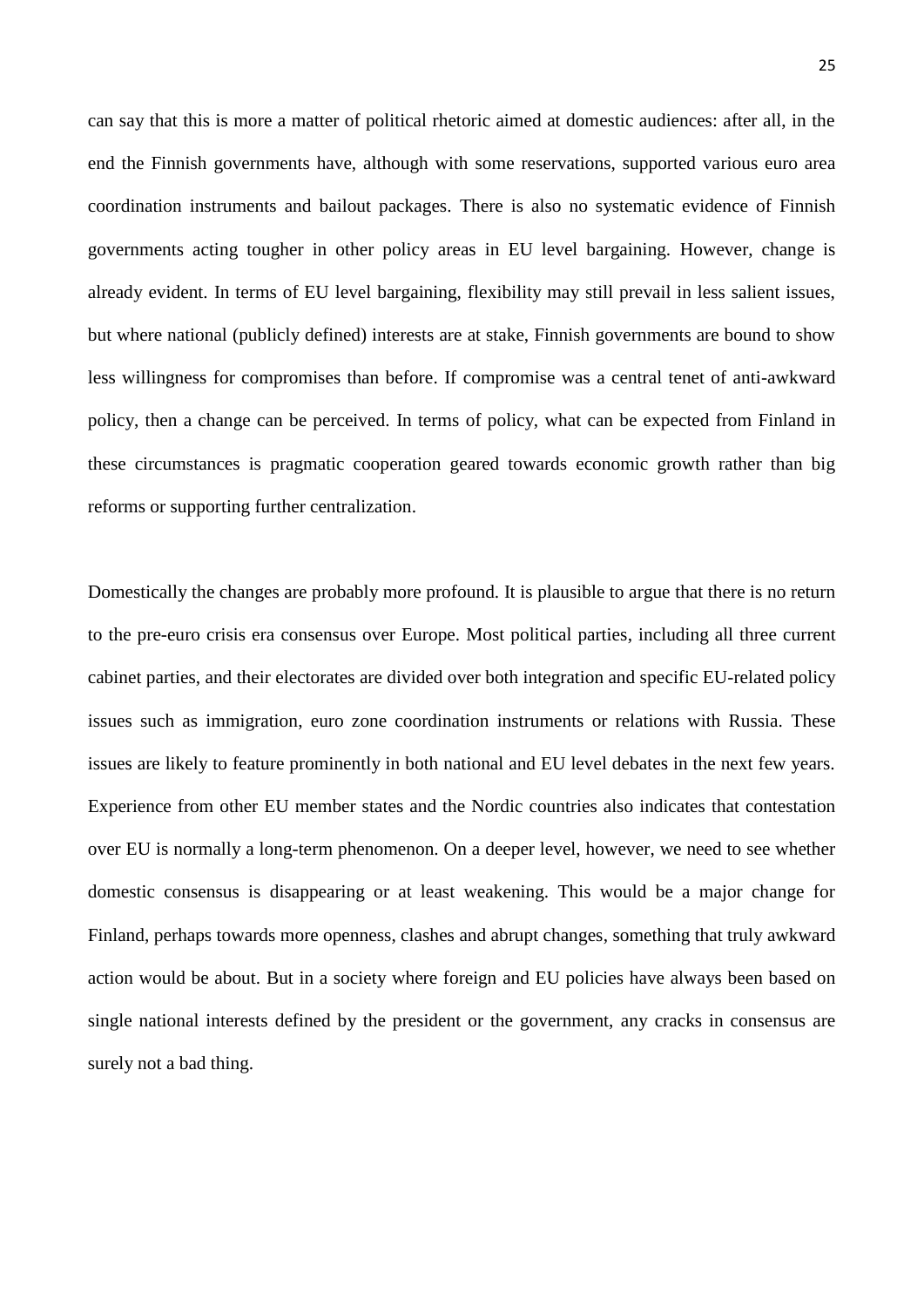can say that this is more a matter of political rhetoric aimed at domestic audiences: after all, in the end the Finnish governments have, although with some reservations, supported various euro area coordination instruments and bailout packages. There is also no systematic evidence of Finnish governments acting tougher in other policy areas in EU level bargaining. However, change is already evident. In terms of EU level bargaining, flexibility may still prevail in less salient issues, but where national (publicly defined) interests are at stake, Finnish governments are bound to show less willingness for compromises than before. If compromise was a central tenet of anti-awkward policy, then a change can be perceived. In terms of policy, what can be expected from Finland in these circumstances is pragmatic cooperation geared towards economic growth rather than big reforms or supporting further centralization.

Domestically the changes are probably more profound. It is plausible to argue that there is no return to the pre-euro crisis era consensus over Europe. Most political parties, including all three current cabinet parties, and their electorates are divided over both integration and specific EU-related policy issues such as immigration, euro zone coordination instruments or relations with Russia. These issues are likely to feature prominently in both national and EU level debates in the next few years. Experience from other EU member states and the Nordic countries also indicates that contestation over EU is normally a long-term phenomenon. On a deeper level, however, we need to see whether domestic consensus is disappearing or at least weakening. This would be a major change for Finland, perhaps towards more openness, clashes and abrupt changes, something that truly awkward action would be about. But in a society where foreign and EU policies have always been based on single national interests defined by the president or the government, any cracks in consensus are surely not a bad thing.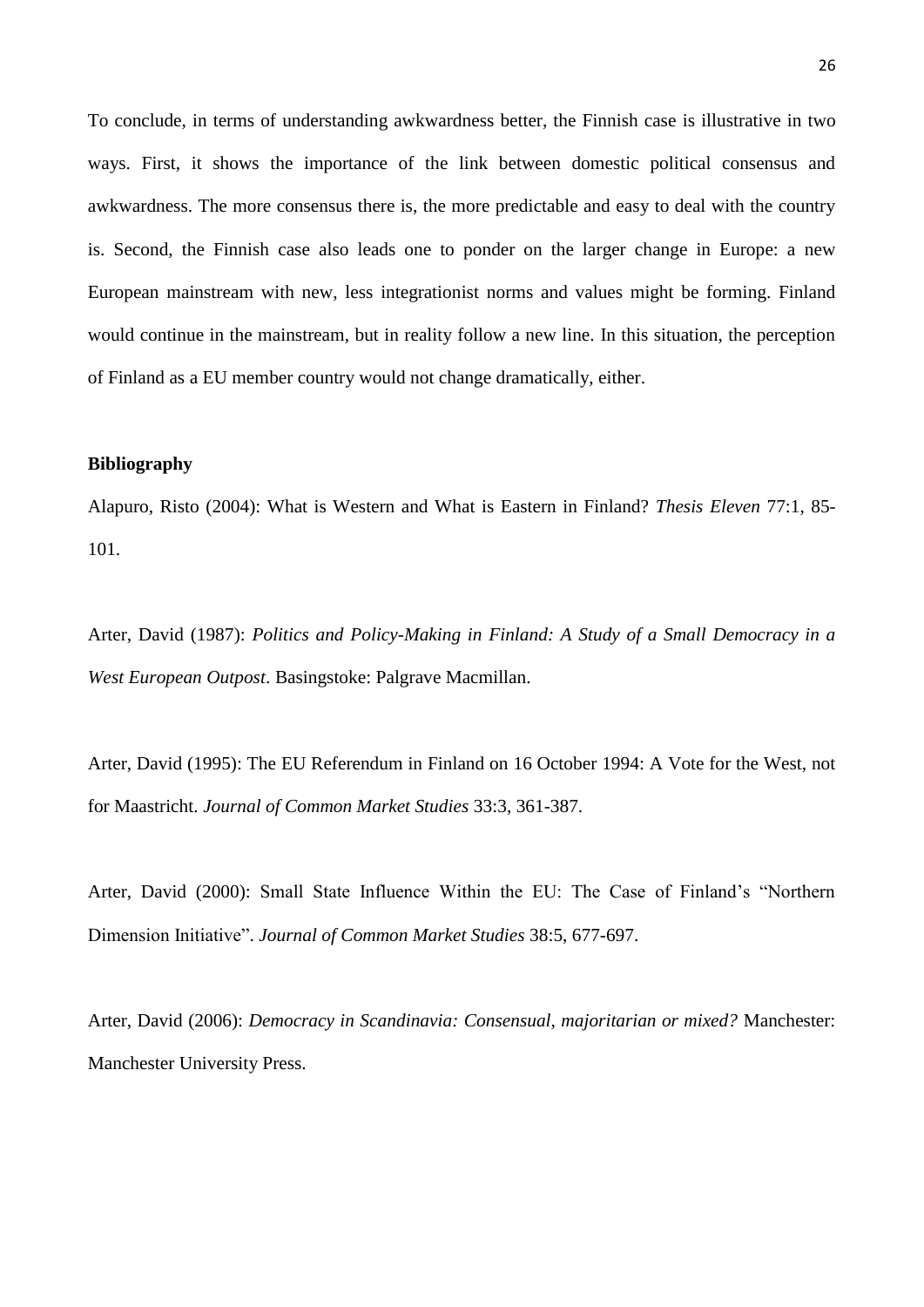To conclude, in terms of understanding awkwardness better, the Finnish case is illustrative in two ways. First, it shows the importance of the link between domestic political consensus and awkwardness. The more consensus there is, the more predictable and easy to deal with the country is. Second, the Finnish case also leads one to ponder on the larger change in Europe: a new European mainstream with new, less integrationist norms and values might be forming. Finland would continue in the mainstream, but in reality follow a new line. In this situation, the perception of Finland as a EU member country would not change dramatically, either.

**Bibliography**

Alapuro, Risto (2004): What is Western and What is Eastern in Finland? *Thesis Eleven* 77:1, 85-101.

Arter, David (1987): *Politics and Policy-Making in Finland: A Study of a Small Democracy in a West European Outpost*. Basingstoke: Palgrave Macmillan.

Arter, David (1995): The EU Referendum in Finland on 16 October 1994: A Vote for the West, not for Maastricht. *Journal of Common Market Studies* 33:3, 361-387.

Arter, David (2000): Small State Influence Within the EU: The Case of Finland's "Northern Dimension Initiative". *Journal of Common Market Studies* 38:5, 677-697.

Arter, David (2006): *Democracy in Scandinavia: Consensual, majoritarian or mixed?* Manchester: Manchester University Press.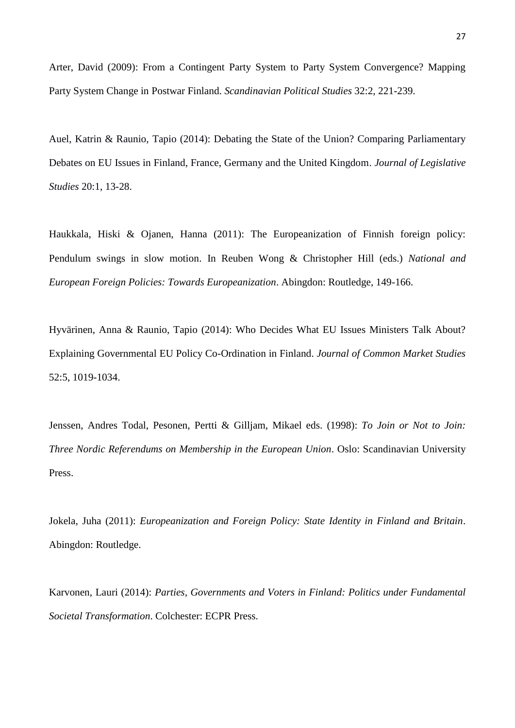Arter, David (2009): From a Contingent Party System to Party System Convergence? Mapping Party System Change in Postwar Finland. *Scandinavian Political Studies* 32:2, 221-239.

Auel, Katrin & Raunio, Tapio (2014): Debating the State of the Union? Comparing Parliamentary Debates on EU Issues in Finland, France, Germany and the United Kingdom. *Journal of Legislative Studies* 20:1, 13-28.

Haukkala, Hiski & Ojanen, Hanna (2011): The Europeanization of Finnish foreign policy: Pendulum swings in slow motion. In Reuben Wong & Christopher Hill (eds.) *National and European Foreign Policies: Towards Europeanization*. Abingdon: Routledge, 149-166.

Hyvärinen, Anna & Raunio, Tapio (2014): Who Decides What EU Issues Ministers Talk About? Explaining Governmental EU Policy Co-Ordination in Finland. *Journal of Common Market Studies* 52:5, 1019-1034.

Jenssen, Andres Todal, Pesonen, Pertti & Gilljam, Mikael eds. (1998): *To Join or Not to Join: Three Nordic Referendums on Membership in the European Union*. Oslo: Scandinavian University Press.

Jokela, Juha (2011): *Europeanization and Foreign Policy: State Identity in Finland and Britain*. Abingdon: Routledge.

Karvonen, Lauri (2014): *Parties, Governments and Voters in Finland: Politics under Fundamental Societal Transformation*. Colchester: ECPR Press.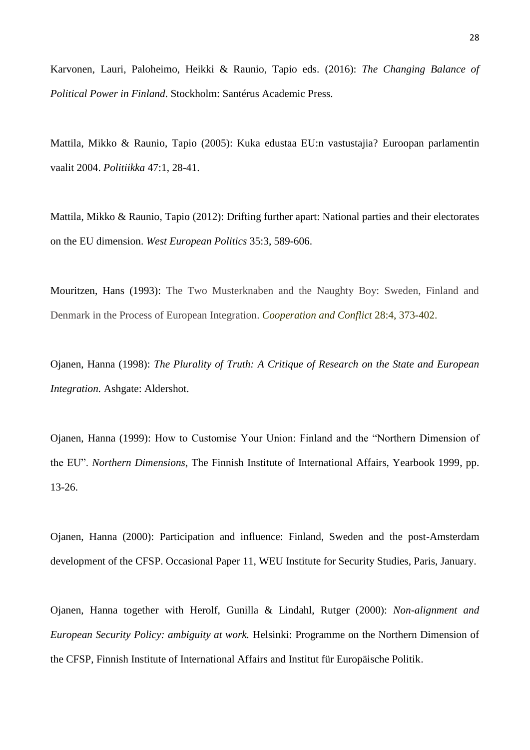Karvonen, Lauri, Paloheimo, Heikki & Raunio, Tapio eds. (2016): *The Changing Balance of Political Power in Finland*. Stockholm: Santérus Academic Press.

Mattila, Mikko & Raunio, Tapio (2005): Kuka edustaa EU:n vastustajia? Euroopan parlamentin vaalit 2004. *Politiikka* 47:1, 28-41.

Mattila, Mikko & Raunio, Tapio (2012): Drifting further apart: National parties and their electorates on the EU dimension. *West European Politics* 35:3, 589-606.

Mouritzen, Hans (1993): The Two Musterknaben and the Naughty Boy: Sweden, Finland and Denmark in the Process of European Integration. *Cooperation and Conflict* 28:4, 373-402.

Ojanen, Hanna (1998): *The Plurality of Truth: A Critique of Research on the State and European Integration.* Ashgate: Aldershot.

Ojanen, Hanna (1999): How to Customise Your Union: Finland and the "Northern Dimension of the EU". *Northern Dimensions*, The Finnish Institute of International Affairs, Yearbook 1999, pp. 13-26.

Ojanen, Hanna (2000): Participation and influence: Finland, Sweden and the post-Amsterdam development of the CFSP. Occasional Paper 11, WEU Institute for Security Studies, Paris, January.

Ojanen, Hanna together with Herolf, Gunilla & Lindahl, Rutger (2000): *Non-alignment and European Security Policy: ambiguity at work.* Helsinki: Programme on the Northern Dimension of the CFSP, Finnish Institute of International Affairs and Institut für Europäische Politik.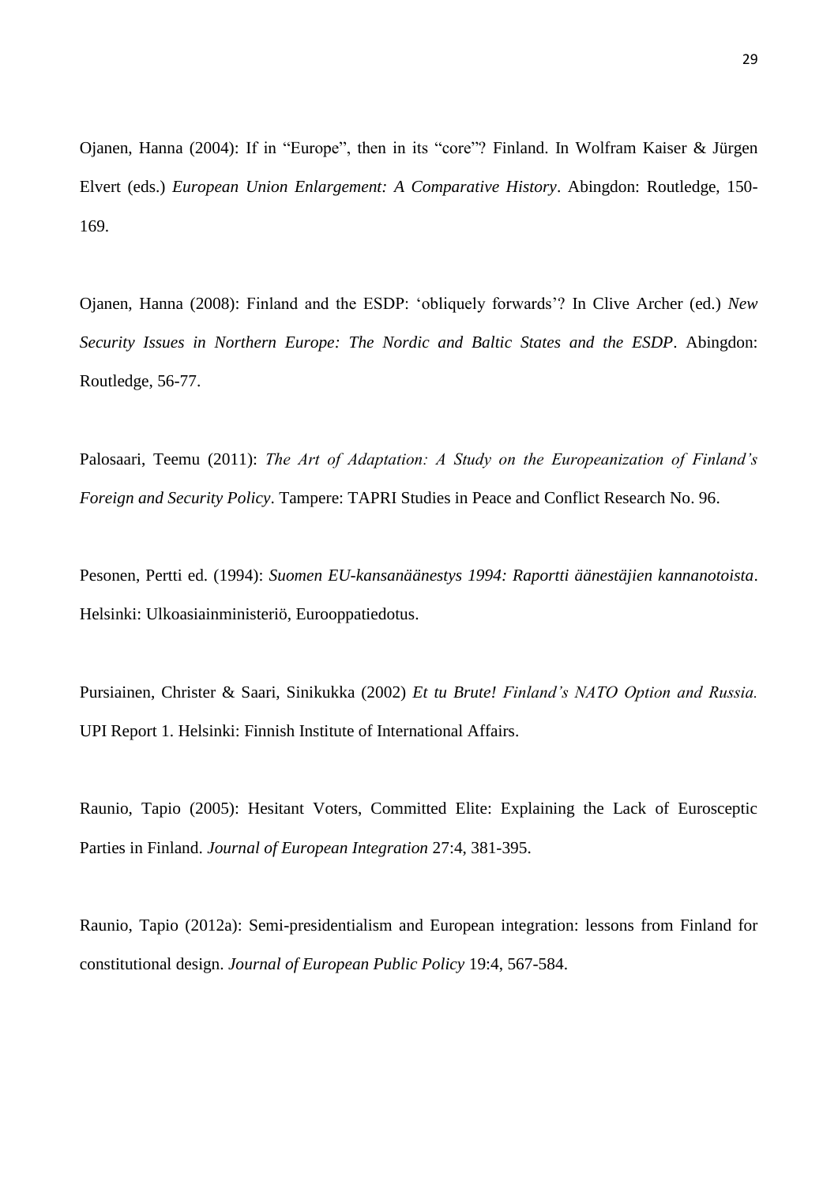Ojanen, Hanna (2004): If in "Europe", then in its "core"? Finland. In Wolfram Kaiser & Jürgen Elvert (eds.) *European Union Enlargement: A Comparative History*. Abingdon: Routledge, 150-169.

Ojanen, Hanna (2008): Finland and the ESDP: 'obliquely forwards'? In Clive Archer (ed.) *New Security Issues in Northern Europe: The Nordic and Baltic States and the ESDP*. Abingdon: Routledge, 56-77.

Palosaari, Teemu (2011): *The Art of Adaptation: A Study on the Europeanization of Finland's Foreign and Security Policy*. Tampere: TAPRI Studies in Peace and Conflict Research No. 96.

Pesonen, Pertti ed. (1994): *Suomen EU-kansanäänestys 1994: Raportti äänestäjien kannanotoista*. Helsinki: Ulkoasiainministeriö, Eurooppatiedotus.

Pursiainen, Christer & Saari, Sinikukka (2002) *Et tu Brute! Finland's NATO Option and Russia.* UPI Report 1. Helsinki: Finnish Institute of International Affairs.

Raunio, Tapio (2005): Hesitant Voters, Committed Elite: Explaining the Lack of Eurosceptic Parties in Finland. *Journal of European Integration* 27:4, 381-395.

Raunio, Tapio (2012a): Semi-presidentialism and European integration: lessons from Finland for constitutional design. *Journal of European Public Policy* 19:4, 567-584.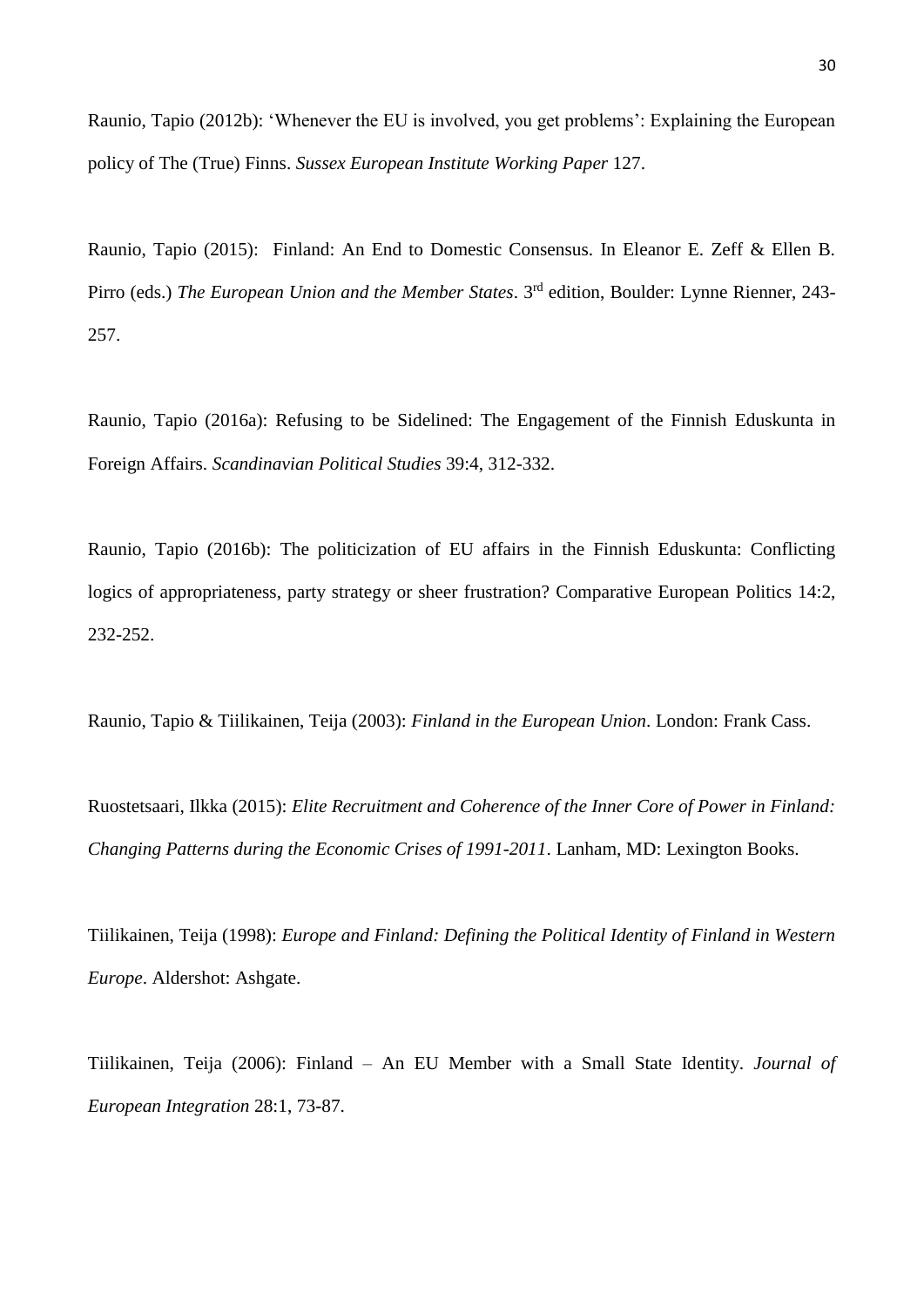Raunio, Tapio (2012b): 'Whenever the EU is involved, you get problems': Explaining the European policy of The (True) Finns. *Sussex European Institute Working Paper* 127.

Raunio, Tapio (2015): Finland: An End to Domestic Consensus. In Eleanor E. Zeff & Ellen B. Pirro (eds.) *The European Union and the Member States*. 3rd edition, Boulder: Lynne Rienner, 243-257.

Raunio, Tapio (2016a): Refusing to be Sidelined: The Engagement of the Finnish Eduskunta in Foreign Affairs. *Scandinavian Political Studies* 39:4, 312-332.

Raunio, Tapio (2016b): The politicization of EU affairs in the Finnish Eduskunta: Conflicting logics of appropriateness, party strategy or sheer frustration? Comparative European Politics 14:2, 232-252.

Raunio, Tapio & Tiilikainen, Teija (2003): *Finland in the European Union*. London: Frank Cass.

Ruostetsaari, Ilkka (2015): *Elite Recruitment and Coherence of the Inner Core of Power in Finland: Changing Patterns during the Economic Crises of 1991-2011*. Lanham, MD: Lexington Books.

Tiilikainen, Teija (1998): *Europe and Finland: Defining the Political Identity of Finland in Western Europe*. Aldershot: Ashgate.

Tiilikainen, Teija (2006): Finland – An EU Member with a Small State Identity. *Journal of European Integration* 28:1, 73-87.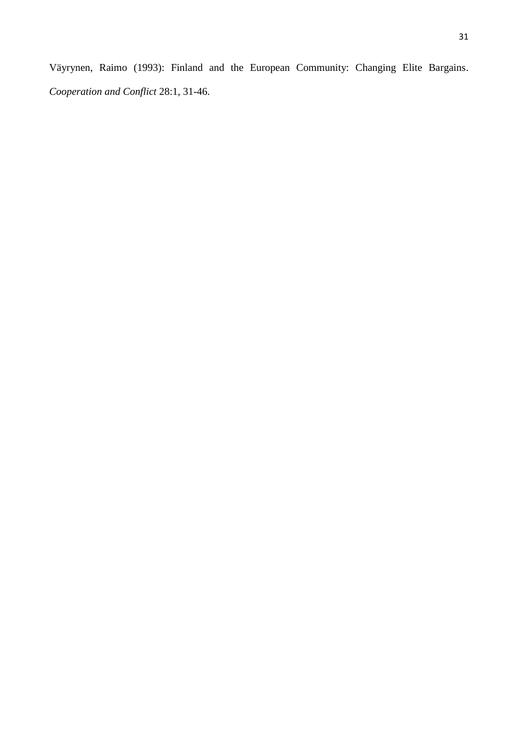Väyrynen, Raimo (1993): Finland and the European Community: Changing Elite Bargains. *Cooperation and Conflict* 28:1, 31-46.